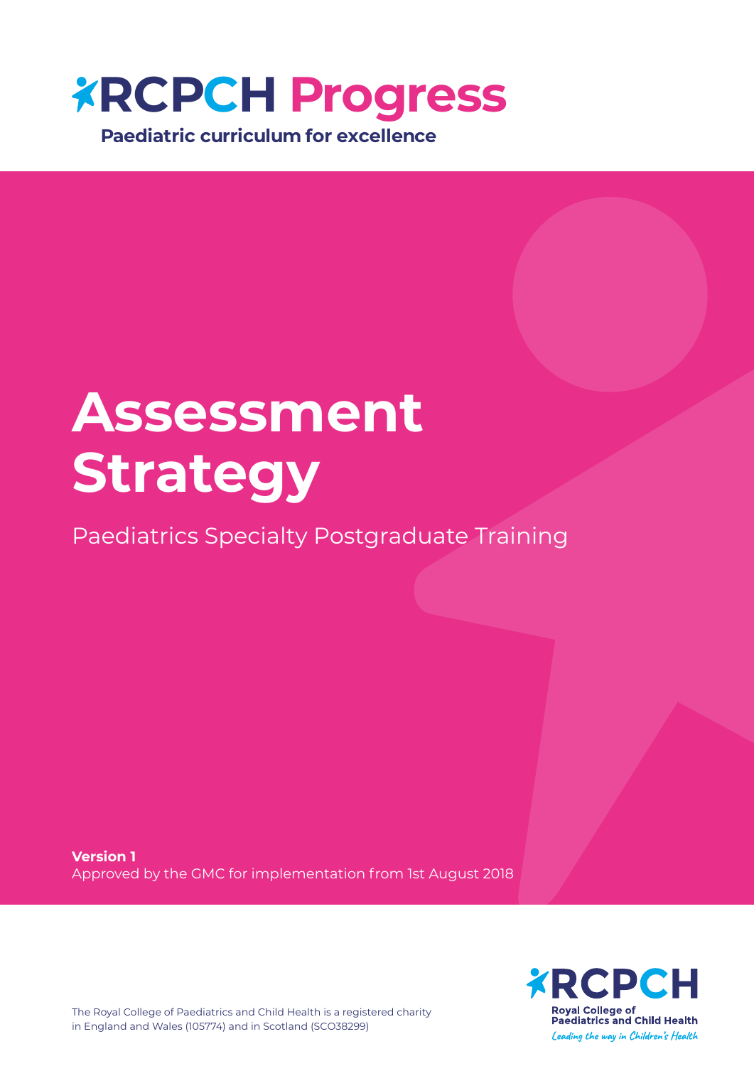# RCPCH Progress

**Paediatric curriculum for excellence**

# Assessment Strategy

Paediatrics Specialty Postgraduate Training

**Version 1**

Approved by the GMC for implementation from 1st August 2018

The Royal College of Paediatrics and Child Health is a registered charity in England and Wales (105774) and in Scotland (SCO38299)

RCPCH

Royal College of Paediatrics and Child Health

*Leading the way in Children's Health*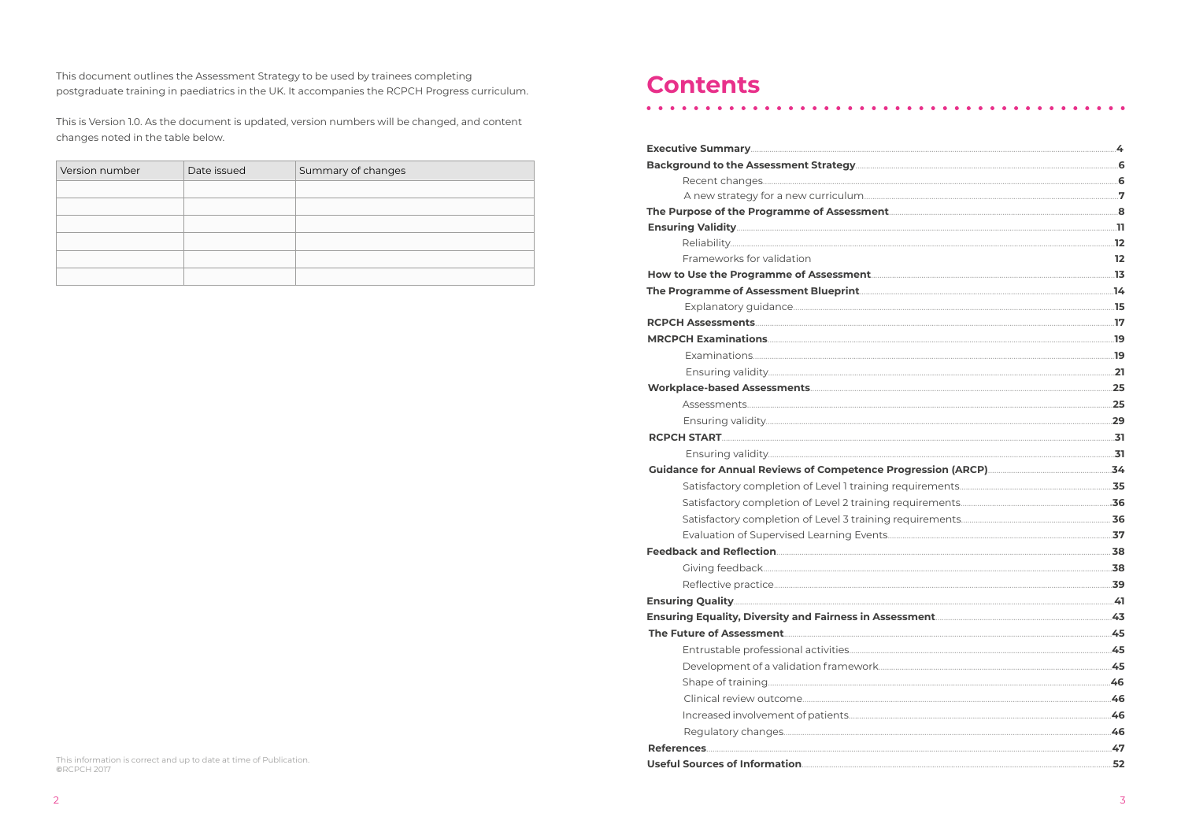This document outlines the Assessment Strategy to be used by trainees completing postgraduate training in paediatrics in the UK. It accompanies the RCPCH Progress curriculum.

This is Version 1.0. As the document is updated, version numbers will be changed, and content changes noted in the table below.

| Version number | Date issued | Summary of changes |
| --- | --- | --- |
| | | |
| | | |
| | | |
| | | |
| | | |
| | | |

This information is correct and up to date at time of Publication.
©RCPCH 2017

# Contents

**Executive Summary** .... **4**
**Background to the Assessment Strategy** .... **6**
- Recent changes .... **6**
- A new strategy for a new curriculum .... **7**

**The Purpose of the Programme of Assessment** .... **8**
**Ensuring Validity** .... **11**
- Reliability .... **12**
- Frameworks for validation .... **12**

**How to Use the Programme of Assessment** .... **13**
**The Programme of Assessment Blueprint** .... **14**
- Explanatory guidance .... **15**

**RCPCH Assessments** .... **17**
**MRCPCH Examinations** .... **19**
- Examinations .... **19**
- Ensuring validity .... **21**

**Workplace-based Assessments** .... **25**
- Assessments .... **25**
- Ensuring validity .... **29**

**RCPCH START** .... **31**
- Ensuring validity .... **31**

**Guidance for Annual Reviews of Competence Progression (ARCP)** .... **34**
- Satisfactory completion of Level 1 training requirements .... **35**
- Satisfactory completion of Level 2 training requirements .... **36**
- Satisfactory completion of Level 3 training requirements .... **36**
- Evaluation of Supervised Learning Events .... **37**

**Feedback and Reflection** .... **38**
- Giving feedback .... **38**
- Reflective practice .... **39**

**Ensuring Quality** .... **41**
**Ensuring Equality, Diversity and Fairness in Assessment** .... **43**
**The Future of Assessment** .... **45**
- Entrustable professional activities .... **45**
- Development of a validation framework .... **45**
- Shape of training .... **46**
- Clinical review outcome .... **46**
- Increased involvement of patients .... **46**
- Regulatory changes .... **46**

**References** .... **47**
**Useful Sources of Information** .... **52**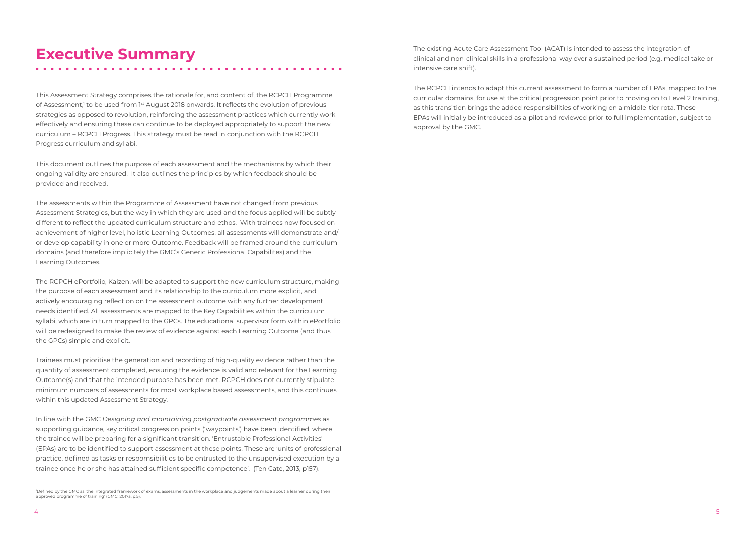# Executive Summary

This Assessment Strategy comprises the rationale for, and content of, the RCPCH Programme of Assessment,[1] to be used from 1st August 2018 onwards. It reflects the evolution of previous strategies as opposed to revolution, reinforcing the assessment practices which currently work effectively and ensuring these can continue to be deployed appropriately to support the new curriculum – RCPCH Progress. This strategy must be read in conjunction with the RCPCH Progress curriculum and syllabi.

This document outlines the purpose of each assessment and the mechanisms by which their ongoing validity are ensured. It also outlines the principles by which feedback should be provided and received.

The assessments within the Programme of Assessment have not changed from previous Assessment Strategies, but the way in which they are used and the focus applied will be subtly different to reflect the updated curriculum structure and ethos. With trainees now focused on achievement of higher level, holistic Learning Outcomes, all assessments will demonstrate and/ or develop capability in one or more Outcome. Feedback will be framed around the curriculum domains (and therefore implicitely the GMC's Generic Professional Capabilites) and the Learning Outcomes.

The RCPCH ePortfolio, Kaizen, will be adapted to support the new curriculum structure, making the purpose of each assessment and its relationship to the curriculum more explicit, and actively encouraging reflection on the assessment outcome with any further development needs identified. All assessments are mapped to the Key Capabilities within the curriculum syllabi, which are in turn mapped to the GPCs. The educational supervisor form within ePortfolio will be redesigned to make the review of evidence against each Learning Outcome (and thus the GPCs) simple and explicit.

Trainees must prioritise the generation and recording of high-quality evidence rather than the quantity of assessment completed, ensuring the evidence is valid and relevant for the Learning Outcome(s) and that the intended purpose has been met. RCPCH does not currently stipulate minimum numbers of assessments for most workplace based assessments, and this continues within this updated Assessment Strategy.

In line with the GMC *Designing and maintaining postgraduate assessment programmes* as supporting guidance, key critical progression points ('waypoints') have been identified, where the trainee will be preparing for a significant transition. 'Entrustable Professional Activities' (EPAs) are to be identified to support assessment at these points. These are 'units of professional practice, defined as tasks or respomsibilities to be entrusted to the unsupervised execution by a trainee once he or she has attained sufficient specific competence'. (Ten Cate, 2013, p157).

The existing Acute Care Assessment Tool (ACAT) is intended to assess the integration of clinical and non-clinical skills in a professional way over a sustained period (e.g. medical take or intensive care shift).

The RCPCH intends to adapt this current assessment to form a number of EPAs, mapped to the curricular domains, for use at the critical progression point prior to moving on to Level 2 training, as this transition brings the added responsibilities of working on a middle-tier rota. These EPAs will initially be introduced as a pilot and reviewed prior to full implementation, subject to approval by the GMC.

[1] Defined by the GMC as 'the integrated framework of exams, assessments in the workplace and judgements made about a learner during their approved programme of training' (GMC, 2017a, p.5).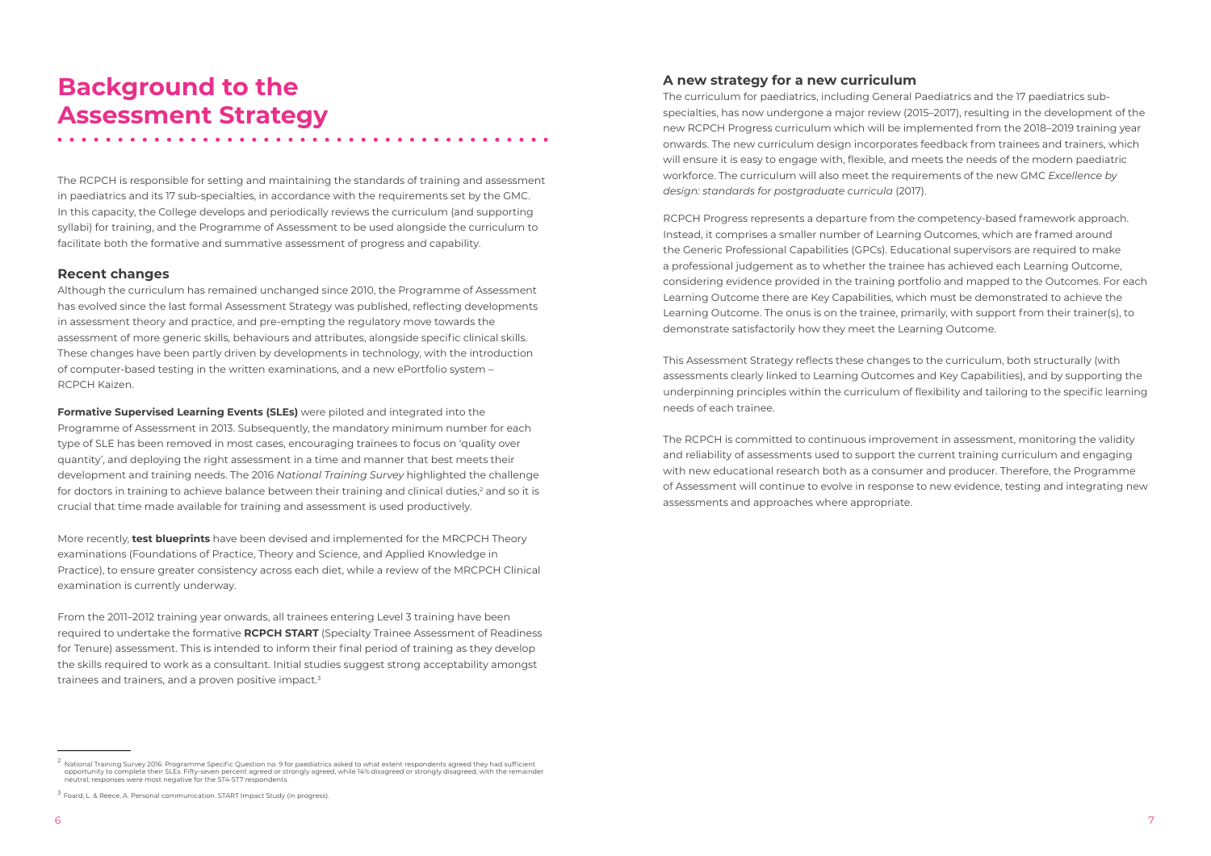# Background to the Assessment Strategy

The RCPCH is responsible for setting and maintaining the standards of training and assessment in paediatrics and its 17 sub-specialties, in accordance with the requirements set by the GMC. In this capacity, the College develops and periodically reviews the curriculum (and supporting syllabi) for training, and the Programme of Assessment to be used alongside the curriculum to facilitate both the formative and summative assessment of progress and capability.

## Recent changes

Although the curriculum has remained unchanged since 2010, the Programme of Assessment has evolved since the last formal Assessment Strategy was published, reflecting developments in assessment theory and practice, and pre-empting the regulatory move towards the assessment of more generic skills, behaviours and attributes, alongside specific clinical skills. These changes have been partly driven by developments in technology, with the introduction of computer-based testing in the written examinations, and a new ePortfolio system – RCPCH Kaizen.

**Formative Supervised Learning Events (SLEs)** were piloted and integrated into the Programme of Assessment in 2013. Subsequently, the mandatory minimum number for each type of SLE has been removed in most cases, encouraging trainees to focus on 'quality over quantity', and deploying the right assessment in a time and manner that best meets their development and training needs. The 2016 *National Training Survey* highlighted the challenge for doctors in training to achieve balance between their training and clinical duties,[2] and so it is crucial that time made available for training and assessment is used productively.

More recently, **test blueprints** have been devised and implemented for the MRCPCH Theory examinations (Foundations of Practice, Theory and Science, and Applied Knowledge in Practice), to ensure greater consistency across each diet, while a review of the MRCPCH Clinical examination is currently underway.

From the 2011–2012 training year onwards, all trainees entering Level 3 training have been required to undertake the formative **RCPCH START** (Specialty Trainee Assessment of Readiness for Tenure) assessment. This is intended to inform their final period of training as they develop the skills required to work as a consultant. Initial studies suggest strong acceptability amongst trainees and trainers, and a proven positive impact.[3]

## A new strategy for a new curriculum

The curriculum for paediatrics, including General Paediatrics and the 17 paediatrics sub-specialties, has now undergone a major review (2015–2017), resulting in the development of the new RCPCH Progress curriculum which will be implemented from the 2018–2019 training year onwards. The new curriculum design incorporates feedback from trainees and trainers, which will ensure it is easy to engage with, flexible, and meets the needs of the modern paediatric workforce. The curriculum will also meet the requirements of the new GMC *Excellence by design: standards for postgraduate curricula* (2017).

RCPCH Progress represents a departure from the competency-based framework approach. Instead, it comprises a smaller number of Learning Outcomes, which are framed around the Generic Professional Capabilities (GPCs). Educational supervisors are required to make a professional judgement as to whether the trainee has achieved each Learning Outcome, considering evidence provided in the training portfolio and mapped to the Outcomes. For each Learning Outcome there are Key Capabilities, which must be demonstrated to achieve the Learning Outcome. The onus is on the trainee, primarily, with support from their trainer(s), to demonstrate satisfactorily how they meet the Learning Outcome.

This Assessment Strategy reflects these changes to the curriculum, both structurally (with assessments clearly linked to Learning Outcomes and Key Capabilities), and by supporting the underpinning principles within the curriculum of flexibility and tailoring to the specific learning needs of each trainee.

The RCPCH is committed to continuous improvement in assessment, monitoring the validity and reliability of assessments used to support the current training curriculum and engaging with new educational research both as a consumer and producer. Therefore, the Programme of Assessment will continue to evolve in response to new evidence, testing and integrating new assessments and approaches where appropriate.

---

[2] National Training Survey 2016: Programme Specific Question no. 9 for paediatrics asked to what extent respondents agreed they had sufficient opportunity to complete their SLEs. Fifty-seven percent agreed or strongly agreed, while 14% disagreed or strongly disagreed, with the remainder neutral; responses were most negative for the ST4-ST7 respondents.

[3] Foard, L. & Reece, A. Personal communication. START Impact Study (in progress).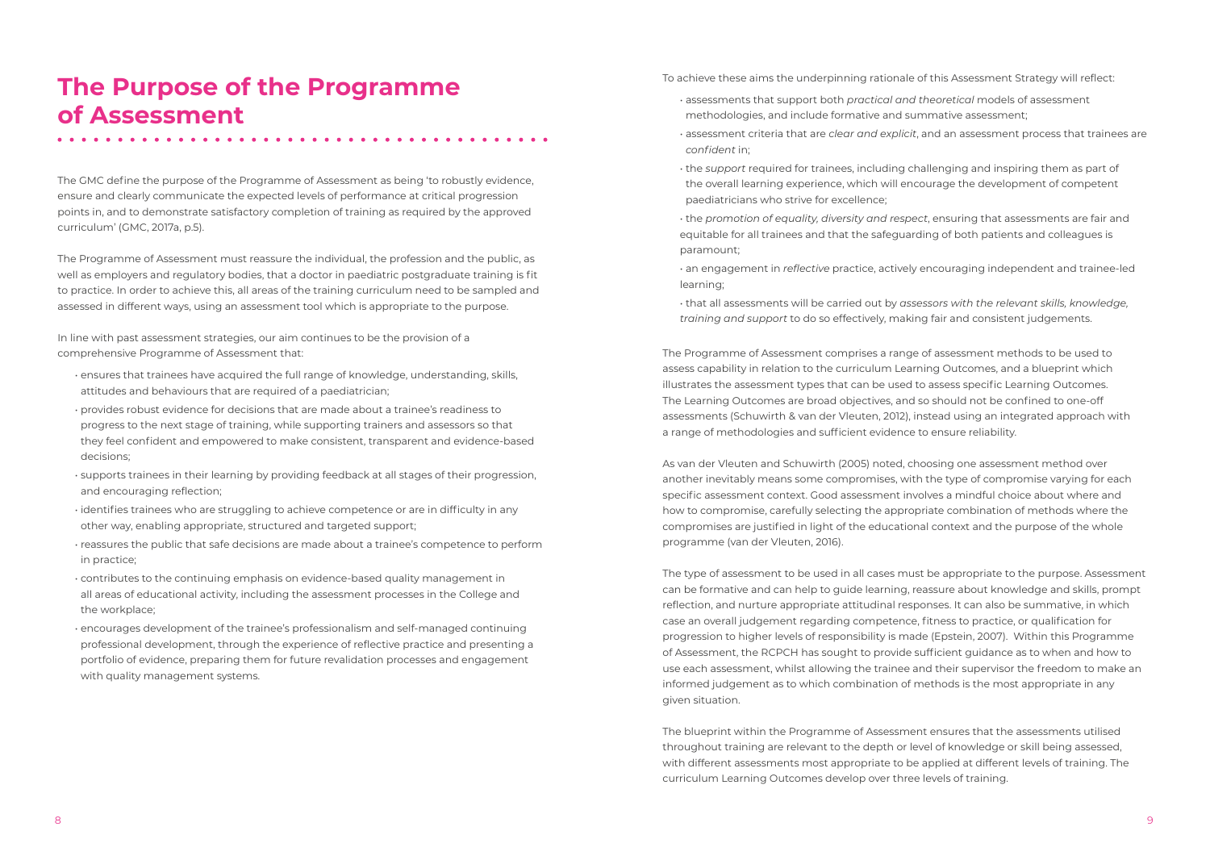# The Purpose of the Programme of Assessment

The GMC define the purpose of the Programme of Assessment as being 'to robustly evidence, ensure and clearly communicate the expected levels of performance at critical progression points in, and to demonstrate satisfactory completion of training as required by the approved curriculum' (GMC, 2017a, p.5).

The Programme of Assessment must reassure the individual, the profession and the public, as well as employers and regulatory bodies, that a doctor in paediatric postgraduate training is fit to practice. In order to achieve this, all areas of the training curriculum need to be sampled and assessed in different ways, using an assessment tool which is appropriate to the purpose.

In line with past assessment strategies, our aim continues to be the provision of a comprehensive Programme of Assessment that:

- ensures that trainees have acquired the full range of knowledge, understanding, skills, attitudes and behaviours that are required of a paediatrician;
- provides robust evidence for decisions that are made about a trainee's readiness to progress to the next stage of training, while supporting trainers and assessors so that they feel confident and empowered to make consistent, transparent and evidence-based decisions;
- supports trainees in their learning by providing feedback at all stages of their progression, and encouraging reflection;
- identifies trainees who are struggling to achieve competence or are in difficulty in any other way, enabling appropriate, structured and targeted support;
- reassures the public that safe decisions are made about a trainee's competence to perform in practice;
- contributes to the continuing emphasis on evidence-based quality management in all areas of educational activity, including the assessment processes in the College and the workplace;
- encourages development of the trainee's professionalism and self-managed continuing professional development, through the experience of reflective practice and presenting a portfolio of evidence, preparing them for future revalidation processes and engagement with quality management systems.

To achieve these aims the underpinning rationale of this Assessment Strategy will reflect:

- assessments that support both *practical and theoretical* models of assessment methodologies, and include formative and summative assessment;
- assessment criteria that are *clear and explicit*, and an assessment process that trainees are *confident* in;
- the *support* required for trainees, including challenging and inspiring them as part of the overall learning experience, which will encourage the development of competent paediatricians who strive for excellence;
- the *promotion of equality, diversity and respect*, ensuring that assessments are fair and equitable for all trainees and that the safeguarding of both patients and colleagues is paramount;
- an engagement in *reflective* practice, actively encouraging independent and trainee-led learning;
- that all assessments will be carried out by *assessors with the relevant skills, knowledge, training and support* to do so effectively, making fair and consistent judgements.

The Programme of Assessment comprises a range of assessment methods to be used to assess capability in relation to the curriculum Learning Outcomes, and a blueprint which illustrates the assessment types that can be used to assess specific Learning Outcomes. The Learning Outcomes are broad objectives, and so should not be confined to one-off assessments (Schuwirth & van der Vleuten, 2012), instead using an integrated approach with a range of methodologies and sufficient evidence to ensure reliability.

As van der Vleuten and Schuwirth (2005) noted, choosing one assessment method over another inevitably means some compromises, with the type of compromise varying for each specific assessment context. Good assessment involves a mindful choice about where and how to compromise, carefully selecting the appropriate combination of methods where the compromises are justified in light of the educational context and the purpose of the whole programme (van der Vleuten, 2016).

The type of assessment to be used in all cases must be appropriate to the purpose. Assessment can be formative and can help to guide learning, reassure about knowledge and skills, prompt reflection, and nurture appropriate attitudinal responses. It can also be summative, in which case an overall judgement regarding competence, fitness to practice, or qualification for progression to higher levels of responsibility is made (Epstein, 2007). Within this Programme of Assessment, the RCPCH has sought to provide sufficient guidance as to when and how to use each assessment, whilst allowing the trainee and their supervisor the freedom to make an informed judgement as to which combination of methods is the most appropriate in any given situation.

The blueprint within the Programme of Assessment ensures that the assessments utilised throughout training are relevant to the depth or level of knowledge or skill being assessed, with different assessments most appropriate to be applied at different levels of training. The curriculum Learning Outcomes develop over three levels of training.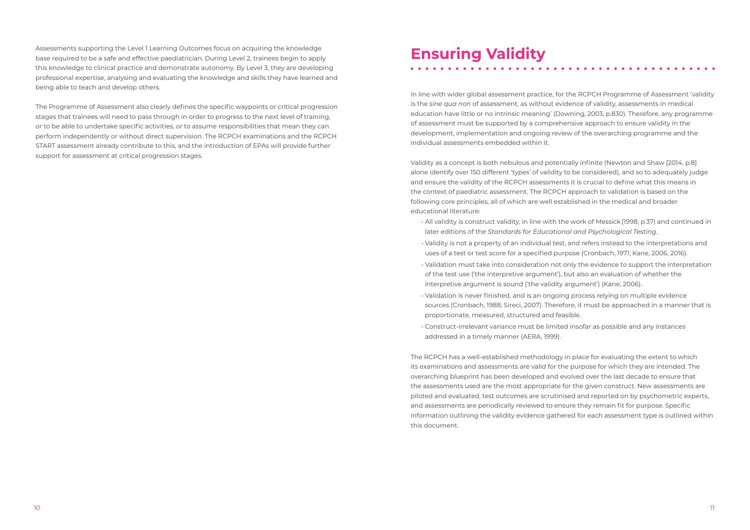Assessments supporting the Level 1 Learning Outcomes focus on acquiring the knowledge base required to be a safe and effective paediatrician. During Level 2, trainees begin to apply this knowledge to clinical practice and demonstrate autonomy. By Level 3, they are developing professional expertise, analysing and evaluating the knowledge and skills they have learned and being able to teach and develop others.

The Programme of Assessment also clearly defines the specific waypoints or critical progression stages that trainees will need to pass through in order to progress to the next level of training, *or* to be able to undertake specific activities, *or* to assume responsibilities that mean they can perform independently or without direct supervision. The RCPCH examinations and the RCPCH START assessment already contribute to this, and the introduction of EPAs will provide further support for assessment at critical progression stages.

# Ensuring Validity

In line with wider global assessment practice, for the RCPCH Programme of Assessment 'validity is the *sine qua non* of assessment, as without evidence of validity, assessments in medical education have little or no intrinsic meaning' (Downing, 2003, p.830). Therefore, any programme of assessment must be supported by a comprehensive approach to ensure validity in the development, implementation and ongoing review of the overarching programme and the individual assessments embedded within it.

Validity as a concept is both nebulous and potentially infinite (Newton and Shaw [2014, p.8] alone identify over 150 different 'types' of validity to be considered), and so to adequately judge and ensure the validity of the RCPCH assessments it is crucial to define what this means in the context of paediatric assessment. The RCPCH approach to validation is based on the following core principles, all of which are well established in the medical and broader educational literature:

- All validity is construct validity, in line with the work of Messick (1998, p.37) and continued in later editions of the *Standards for Educational and Psychological Testing*.
- Validity is not a property of an individual test, and refers instead to the interpretations and uses of a test or test score for a specified purpose (Cronbach, 1971; Kane, 2006, 2016).
- Validation must take into consideration not only the evidence to support the interpretation of the test use ('the interpretive argument'), but also an evaluation of whether the interpretive argument is sound ('the validity argument') (Kane, 2006).
- Validation is never finished, and is an ongoing process relying on multiple evidence sources (Cronbach, 1988; Sireci, 2007). Therefore, it must be approached in a manner that is proportionate, measured, structured and feasible.
- Construct-irrelevant variance must be limited insofar as possible and any instances addressed in a timely manner (AERA, 1999).

The RCPCH has a well-established methodology in place for evaluating the extent to which its examinations and assessments are valid for the purpose for which they are intended. The overarching blueprint has been developed and evolved over the last decade to ensure that the assessments used are the most appropriate for the given construct. New assessments are piloted and evaluated, test outcomes are scrutinised and reported on by psychometric experts, and assessments are periodically reviewed to ensure they remain fit for purpose. Specific information outlining the validity evidence gathered for each assessment type is outlined within this document.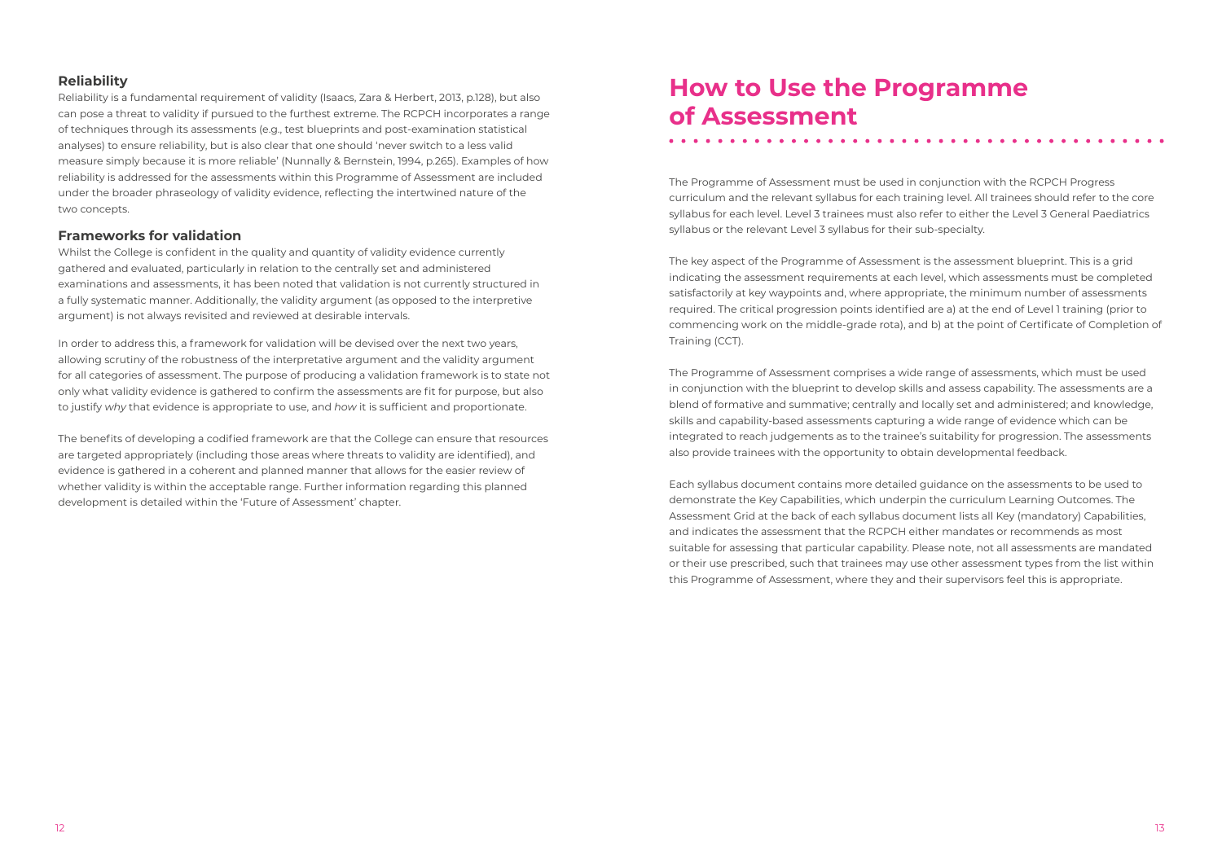## Reliability

Reliability is a fundamental requirement of validity (Isaacs, Zara & Herbert, 2013, p.128), but also can pose a threat to validity if pursued to the furthest extreme. The RCPCH incorporates a range of techniques through its assessments (e.g., test blueprints and post-examination statistical analyses) to ensure reliability, but is also clear that one should 'never switch to a less valid measure simply because it is more reliable' (Nunnally & Bernstein, 1994, p.265). Examples of how reliability is addressed for the assessments within this Programme of Assessment are included under the broader phraseology of validity evidence, reflecting the intertwined nature of the two concepts.

## Frameworks for validation

Whilst the College is confident in the quality and quantity of validity evidence currently gathered and evaluated, particularly in relation to the centrally set and administered examinations and assessments, it has been noted that validation is not currently structured in a fully systematic manner. Additionally, the validity argument (as opposed to the interpretive argument) is not always revisited and reviewed at desirable intervals.

In order to address this, a framework for validation will be devised over the next two years, allowing scrutiny of the robustness of the interpretative argument and the validity argument for all categories of assessment. The purpose of producing a validation framework is to state not only what validity evidence is gathered to confirm the assessments are fit for purpose, but also to justify *why* that evidence is appropriate to use, and *how* it is sufficient and proportionate.

The benefits of developing a codified framework are that the College can ensure that resources are targeted appropriately (including those areas where threats to validity are identified), and evidence is gathered in a coherent and planned manner that allows for the easier review of whether validity is within the acceptable range. Further information regarding this planned development is detailed within the 'Future of Assessment' chapter.

# How to Use the Programme of Assessment

The Programme of Assessment must be used in conjunction with the RCPCH Progress curriculum and the relevant syllabus for each training level. All trainees should refer to the core syllabus for each level. Level 3 trainees must also refer to either the Level 3 General Paediatrics syllabus or the relevant Level 3 syllabus for their sub-specialty.

The key aspect of the Programme of Assessment is the assessment blueprint. This is a grid indicating the assessment requirements at each level, which assessments must be completed satisfactorily at key waypoints and, where appropriate, the minimum number of assessments required. The critical progression points identified are a) at the end of Level 1 training (prior to commencing work on the middle-grade rota), and b) at the point of Certificate of Completion of Training (CCT).

The Programme of Assessment comprises a wide range of assessments, which must be used in conjunction with the blueprint to develop skills and assess capability. The assessments are a blend of formative and summative; centrally and locally set and administered; and knowledge, skills and capability-based assessments capturing a wide range of evidence which can be integrated to reach judgements as to the trainee's suitability for progression. The assessments also provide trainees with the opportunity to obtain developmental feedback.

Each syllabus document contains more detailed guidance on the assessments to be used to demonstrate the Key Capabilities, which underpin the curriculum Learning Outcomes. The Assessment Grid at the back of each syllabus document lists all Key (mandatory) Capabilities, and indicates the assessment that the RCPCH either mandates or recommends as most suitable for assessing that particular capability. Please note, not all assessments are mandated or their use prescribed, such that trainees may use other assessment types from the list within this Programme of Assessment, where they and their supervisors feel this is appropriate.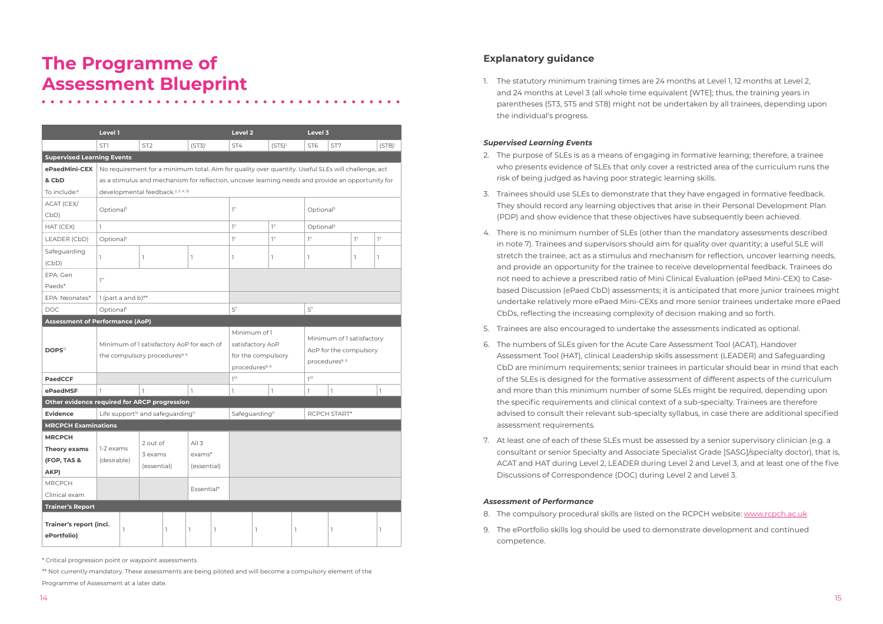# The Programme of Assessment Blueprint

| | Level 1 | | | Level 2 | | Level 3 | | |
|---|---|---|---|---|---|---|---|---|
| | ST1 | ST2 | (ST3)[1] | ST4 | (ST5)[1] | ST6 | ST7 | (ST8)[1] |
| **Supervised Learning Events** | | | | | | | | |
| **ePaedMini-CEX & CbD** To include:[6] | No requirement for a minimum total. Aim for quality over quantity. Useful SLEs will challenge, act as a stimulus and mechanism for reflection, uncover learning needs and provide an opportunity for developmental feedback.[2,3,4,12] | | | | | | | |
| ACAT (CEX/CbD) | Optional[5] | | | 1[7] | | Optional[5] | | |
| HAT (CEX) | 1 | | | 1[7] | 1[7] | Optional[5] | | |
| LEADER (CbD) | Optional[5] | | | 1[7] | 1[7] | 1[7] | 1[7] | 1[7] |
| Safeguarding (CbD) | 1 | 1 | 1 | 1 | 1 | 1 | 1 | 1 |
| EPA: Gen Paeds* | 1** | | | | | | | |
| EPA: Neonates* | 1 (part a and b)** | | | | | | | |
| DOC | Optional[5] | | | 5[7] | | 5[7] | | |
| **Assessment of Performance (AoP)** | | | | | | | | |
| **DOPS**[12] | Minimum of 1 satisfactory AoP for each of the compulsory procedures[8, 9] | | | Minimum of 1 satisfactory AoP for the compulsory procedures[8, 9] | | Minimum of 1 satisfactory AoP for the compulsory procedures[8, 9] | | |
| **PaedCCF** | | | | 1[13] | | 1[13] | | |
| **ePaedMSF** | 1 | 1 | 1 | 1 | 1 | 1 | 1 | 1 |
| **Other evidence required for ARCP progression** | | | | | | | | |
| **Evidence** | Life support[10] and safeguarding[11] | | | Safeguarding[11] | | RCPCH START* | | |
| **MRCPCH Examinations** | | | | | | | | |
| **MRCPCH Theory exams (FOP, TAS & AKP)** | 1-2 exams (desirable) | 2 out of 3 exams (essential) | All 3 exams* (essential) | | | | | |
| MRCPCH Clinical exam | | | Essential* | | | | | |
| **Trainer's Report** | | | | | | | | |
| **Trainer's report (incl. ePortfolio)** | 1 | 1 | 1 | 1 | 1 | 1 | 1 | 1 |

\* Critical progression point or waypoint assessments.

\** Not currently mandatory. These assessments are being piloted and will become a compulsory element of the Programme of Assessment at a later date.

## Explanatory guidance

1. The statutory minimum training times are 24 months at Level 1, 12 months at Level 2, and 24 months at Level 3 (all whole time equivalent [WTE]; thus, the training years in parentheses (ST3, ST5 and ST8) might not be undertaken by all trainees, depending upon the individual's progress.

### *Supervised Learning Events*

2. The purpose of SLEs is as a means of engaging in formative learning; therefore, a trainee who presents evidence of SLEs that only cover a restricted area of the curriculum runs the risk of being judged as having poor strategic learning skills.
3. Trainees should use SLEs to demonstrate that they have engaged in formative feedback. They should record any learning objectives that arise in their Personal Development Plan (PDP) and show evidence that these objectives have subsequently been achieved.
4. There is no minimum number of SLEs (other than the mandatory assessments described in note 7). Trainees and supervisors should aim for quality over quantity; a useful SLE will stretch the trainee, act as a stimulus and mechanism for reflection, uncover learning needs, and provide an opportunity for the trainee to receive developmental feedback. Trainees do not need to achieve a prescribed ratio of Mini Clinical Evaluation (ePaed Mini-CEX) to Case-based Discussion (ePaed CbD) assessments; it is anticipated that more junior trainees might undertake relatively more ePaed Mini-CEXs and more senior trainees undertake more ePaed CbDs, reflecting the increasing complexity of decision making and so forth.
5. Trainees are also encouraged to undertake the assessments indicated as optional.
6. The numbers of SLEs given for the Acute Care Assessment Tool (ACAT), Handover Assessment Tool (HAT), clinical Leadership skills assessment (LEADER) and Safeguarding CbD are minimum requirements; senior trainees in particular should bear in mind that each of the SLEs is designed for the formative assessment of different aspects of the curriculum and more than this minimum number of some SLEs might be required, depending upon the specific requirements and clinical context of a sub-specialty. Trainees are therefore advised to consult their relevant sub-specialty syllabus, in case there are additional specified assessment requirements.
7. At least one of each of these SLEs must be assessed by a senior supervisory clinician (e.g. a consultant or senior Specialty and Associate Specialist Grade [SASG]/specialty doctor), that is, ACAT and HAT during Level 2, LEADER during Level 2 and Level 3, and at least one of the five Discussions of Correspondence (DOC) during Level 2 and Level 3.

### *Assessment of Performance*

8. The compulsory procedural skills are listed on the RCPCH website: www.rcpch.ac.uk
9. The ePortfolio skills log should be used to demonstrate development and continued competence.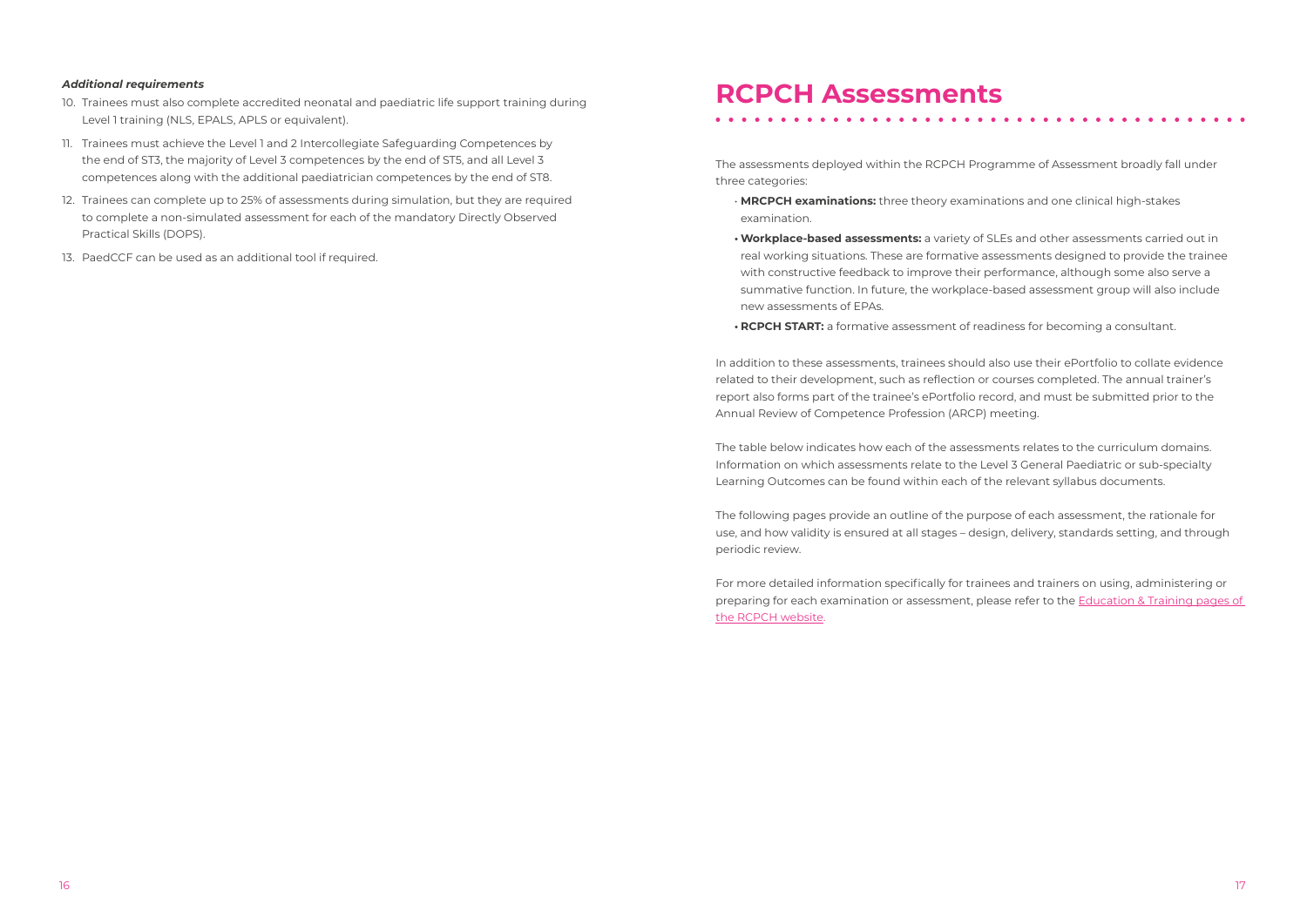### *Additional requirements*

10. Trainees must also complete accredited neonatal and paediatric life support training during Level 1 training (NLS, EPALS, APLS or equivalent).
11. Trainees must achieve the Level 1 and 2 Intercollegiate Safeguarding Competences by the end of ST3, the majority of Level 3 competences by the end of ST5, and all Level 3 competences along with the additional paediatrician competences by the end of ST8.
12. Trainees can complete up to 25% of assessments during simulation, but they are required to complete a non-simulated assessment for each of the mandatory Directly Observed Practical Skills (DOPS).
13. PaedCCF can be used as an additional tool if required.

# RCPCH Assessments

The assessments deployed within the RCPCH Programme of Assessment broadly fall under three categories:

- **MRCPCH examinations:** three theory examinations and one clinical high-stakes examination.
- **Workplace-based assessments:** a variety of SLEs and other assessments carried out in real working situations. These are formative assessments designed to provide the trainee with constructive feedback to improve their performance, although some also serve a summative function. In future, the workplace-based assessment group will also include new assessments of EPAs.
- **RCPCH START:** a formative assessment of readiness for becoming a consultant.

In addition to these assessments, trainees should also use their ePortfolio to collate evidence related to their development, such as reflection or courses completed. The annual trainer's report also forms part of the trainee's ePortfolio record, and must be submitted prior to the Annual Review of Competence Profession (ARCP) meeting.

The table below indicates how each of the assessments relates to the curriculum domains. Information on which assessments relate to the Level 3 General Paediatric or sub-specialty Learning Outcomes can be found within each of the relevant syllabus documents.

The following pages provide an outline of the purpose of each assessment, the rationale for use, and how validity is ensured at all stages – design, delivery, standards setting, and through periodic review.

For more detailed information specifically for trainees and trainers on using, administering or preparing for each examination or assessment, please refer to the Education & Training pages of the RCPCH website.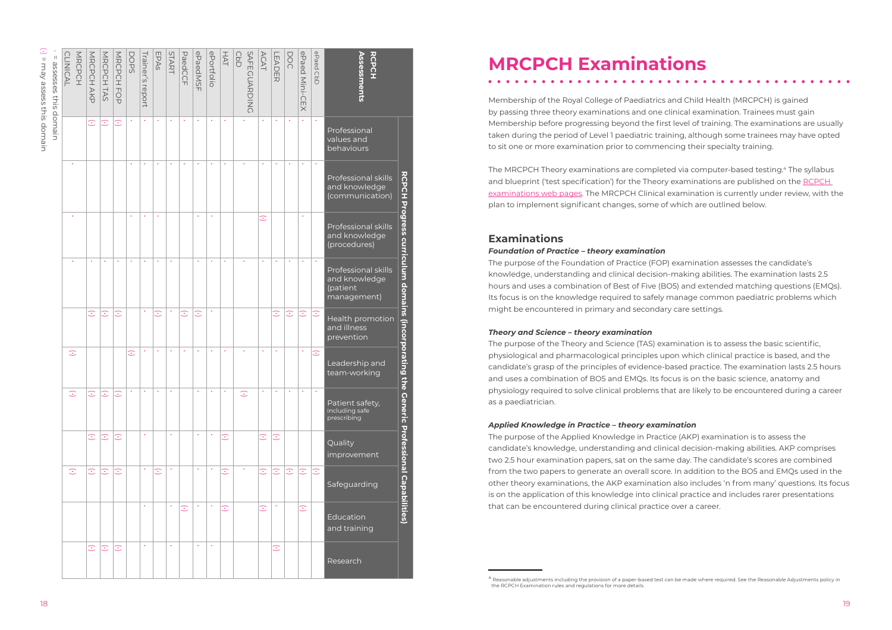| RCPCH Assessments | RCPCH Progress curriculum domains (incorporating the Generic Professional Capabilities) | | | | | | | | | | |
|---|---|---|---|---|---|---|---|---|---|---|---|
| | Professional values and behaviours | Professional skills and knowledge (communication) | Professional skills and knowledge (procedures) | Professional skills and knowledge (patient management) | Health promotion and illness prevention | Leadership and team-working | Patient safety, including safe prescribing | Quality improvement | Safeguarding | Education and training | Research |
| ePaed CbD | • | • | | • | (•) | (•) | • | | (•) | | |
| ePaed Mini-CEX | • | • | • | • | (•) | • | • | | (•) | (•) | |
| DOC | • | • | | • | (•) | | • | | (•) | | |
| LEADER | • | • | | • | (•) | • | • | (•) | (•) | • | (•) |
| ACAT | • | • | (•) | • | | • | • | (•) | (•) | (•) | |
| SAFEGUARDING CbD | • | • | | • | | • | (•) | | • | | |
| HAT | • | • | | • | | • | • | (•) | (•) | (•) | |
| ePortfolio | • | • | • | • | • | • | • | • | • | • | • |
| ePaedMSF | • | • | • | • | (•) | • | • | • | • | • | • |
| PaedCCF | • | • | | | (•) | • | | | | (•) | |
| START | • | • | | • | • | • | • | • | • | • | • |
| EPAs | • | • | • | • | (•) | • | • | | (•) | | |
| Trainer's report | • | • | • | • | • | • | • | • | • | • | • |
| DOPS | • | • | • | • | | (•) | (•) | | | | |
| MRCPCH FOP | (•) | | | • | (•) | | (•) | (•) | (•) | | (•) |
| MRCPCH TAS | (•) | | | • | (•) | | (•) | (•) | (•) | | (•) |
| MRCPCH AKP | (•) | | | • | (•) | | (•) | (•) | (•) | | (•) |
| MRCPCH CLINICAL | | • | • | • | | (•) | (•) | | (•) | | |

• = assesses this domain

(•) = may assess this domain

# MRCPCH Examinations

Membership of the Royal College of Paediatrics and Child Health (MRCPCH) is gained by passing three theory examinations and one clinical examination. Trainees must gain Membership before progressing beyond the first level of training. The examinations are usually taken during the period of Level 1 paediatric training, although some trainees may have opted to sit one or more examination prior to commencing their specialty training.

The MRCPCH Theory examinations are completed via computer-based testing.[4] The syllabus and blueprint ('test specification') for the Theory examinations are published on the RCPCH examinations web pages. The MRCPCH Clinical examination is currently under review, with the plan to implement significant changes, some of which are outlined below.

## Examinations

### *Foundation of Practice – theory examination*

The purpose of the Foundation of Practice (FOP) examination assesses the candidate's knowledge, understanding and clinical decision-making abilities. The examination lasts 2.5 hours and uses a combination of Best of Five (BO5) and extended matching questions (EMQs). Its focus is on the knowledge required to safely manage common paediatric problems which might be encountered in primary and secondary care settings.

### *Theory and Science – theory examination*

The purpose of the Theory and Science (TAS) examination is to assess the basic scientific, physiological and pharmacological principles upon which clinical practice is based, and the candidate's grasp of the principles of evidence-based practice. The examination lasts 2.5 hours and uses a combination of BO5 and EMQs. Its focus is on the basic science, anatomy and physiology required to solve clinical problems that are likely to be encountered during a career as a paediatrician.

### *Applied Knowledge in Practice – theory examination*

The purpose of the Applied Knowledge in Practice (AKP) examination is to assess the candidate's knowledge, understanding and clinical decision-making abilities. AKP comprises two 2.5 hour examination papers, sat on the same day. The candidate's scores are combined from the two papers to generate an overall score. In addition to the BO5 and EMQs used in the other theory examinations, the AKP examination also includes 'n from many' questions. Its focus is on the application of this knowledge into clinical practice and includes rarer presentations that can be encountered during clinical practice over a career.

[4] Reasonable adjustments including the provision of a paper-based test can be made where required. See the Reasonable Adjustments policy in the RCPCH Examination rules and regulations for more details.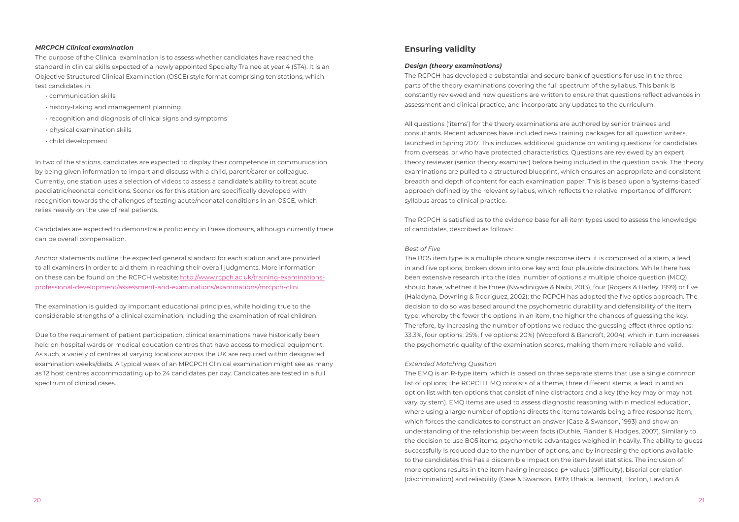#### *MRCPCH Clinical examination*

The purpose of the Clinical examination is to assess whether candidates have reached the standard in clinical skills expected of a newly appointed Specialty Trainee at year 4 (ST4). It is an Objective Structured Clinical Examination (OSCE) style format comprising ten stations, which test candidates in:

- communication skills
- history-taking and management planning
- recognition and diagnosis of clinical signs and symptoms
- physical examination skills
- child development

In two of the stations, candidates are expected to display their competence in communication by being given information to impart and discuss with a child, parent/carer or colleague. Currently, one station uses a selection of videos to assess a candidate's ability to treat acute paediatric/neonatal conditions. Scenarios for this station are specifically developed with recognition towards the challenges of testing acute/neonatal conditions in an OSCE, which relies heavily on the use of real patients.

Candidates are expected to demonstrate proficiency in these domains, although currently there can be overall compensation.

Anchor statements outline the expected general standard for each station and are provided to all examiners in order to aid them in reaching their overall judgments. More information on these can be found on the RCPCH website: http://www.rcpch.ac.uk/training-examinations-professional-development/assessment-and-examinations/examinations/mrcpch-clini

The examination is guided by important educational principles, while holding true to the considerable strengths of a clinical examination, including the examination of real children.

Due to the requirement of patient participation, clinical examinations have historically been held on hospital wards or medical education centres that have access to medical equipment. As such, a variety of centres at varying locations across the UK are required within designated examination weeks/diets. A typical week of an MRCPCH Clinical examination might see as many as 12 host centres accommodating up to 24 candidates per day. Candidates are tested in a full spectrum of clinical cases.

## Ensuring validity

#### *Design (theory examinations)*

The RCPCH has developed a substantial and secure bank of questions for use in the three parts of the theory examinations covering the full spectrum of the syllabus. This bank is constantly reviewed and new questions are written to ensure that questions reflect advances in assessment and clinical practice, and incorporate any updates to the curriculum.

All questions ('items') for the theory examinations are authored by senior trainees and consultants. Recent advances have included new training packages for all question writers, launched in Spring 2017. This includes additional guidance on writing questions for candidates from overseas, or who have protected characteristics. Questions are reviewed by an expert theory reviewer (senior theory examiner) before being included in the question bank. The theory examinations are pulled to a structured blueprint, which ensures an appropriate and consistent breadth and depth of content for each examination paper. This is based upon a 'systems-based' approach defined by the relevant syllabus, which reflects the relative importance of different syllabus areas to clinical practice.

The RCPCH is satisfied as to the evidence base for all item types used to assess the knowledge of candidates, described as follows:

*Best of Five*

The BO5 item type is a multiple choice single response item; it is comprised of a stem, a lead in and five options, broken down into one key and four plausible distractors. While there has been extensive research into the ideal number of options a multiple choice question (MCQ) should have, whether it be three (Nwadinigwe & Naibi, 2013), four (Rogers & Harley, 1999) or five (Haladyna, Downing & Rodriguez, 2002); the RCPCH has adopted the five optios approach. The decision to do so was based around the psychometric durability and defensibility of the item type, whereby the fewer the options in an item, the higher the chances of guessing the key. Therefore, by increasing the number of options we reduce the guessing effect (three options: 33.3%, four options: 25%, five options: 20%) (Woodford & Bancroft, 2004), which in turn increases the psychometric quality of the examination scores, making them more reliable and valid.

*Extended Matching Question*

The EMQ is an R-type item, which is based on three separate stems that use a single common list of options; the RCPCH EMQ consists of a theme, three different stems, a lead in and an option list with ten options that consist of nine distractors and a key (the key may or may not vary by stem). EMQ items are used to assess diagnostic reasoning within medical education, where using a large number of options directs the items towards being a free response item, which forces the candidates to construct an answer (Case & Swanson, 1993) and show an understanding of the relationship between facts (Duthie, Fiander & Hodges, 2007). Similarly to the decision to use BO5 items, psychometric advantages weighed in heavily. The ability to guess successfully is reduced due to the number of options, and by increasing the options available to the candidates this has a discernible impact on the item level statistics. The inclusion of more options results in the item having increased p+ values (difficulty), biserial correlation (discrimination) and reliability (Case & Swanson, 1989; Bhakta, Tennant, Horton, Lawton &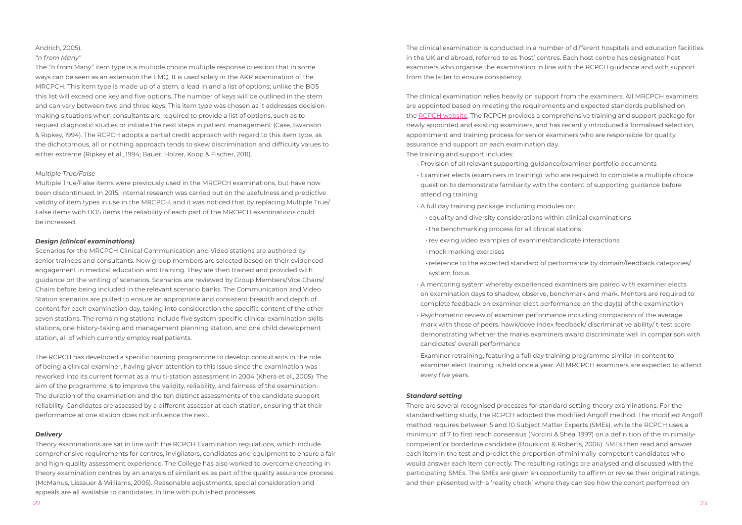Andrich, 2005).

*"n from Many"*

The "n from Many" item type is a multiple choice multiple response question that in some ways can be seen as an extension the EMQ. It is used solely in the AKP examination of the MRCPCH. This item type is made up of a stem, a lead in and a list of options; unlike the BO5 this list will exceed one key and five options. The number of keys will be outlined in the stem and can vary between two and three keys. This item type was chosen as it addresses decision-making situations when consultants are required to provide a list of options, such as to request diagnostic studies or initiate the next steps in patient management (Case, Swanson & Ripkey, 1994). The RCPCH adopts a partial credit approach with regard to this item type, as the dichotomous, all or nothing approach tends to skew discrimination and difficulty values to either extreme (Ripkey et al., 1994; Bauer, Holzer, Kopp & Fischer, 2011).

*Multiple True/False*

Multiple True/False items were previously used in the MRCPCH examinations, but have now been discontinued. In 2015, internal research was carried out on the usefulness and predictive validity of item types in use in the MRCPCH, and it was noticed that by replacing Multiple True/False items with BO5 items the reliability of each part of the MRCPCH examinations could be increased.

***Design (clinical examinations)***

Scenarios for the MRCPCH Clinical Communication and Video stations are authored by senior trainees and consultants. New group members are selected based on their evidenced engagement in medical education and training. They are then trained and provided with guidance on the writing of scenarios. Scenarios are reviewed by Group Members/Vice Chairs/Chairs before being included in the relevant scenario banks. The Communication and Video Station scenarios are pulled to ensure an appropriate and consistent breadth and depth of content for each examination day, taking into consideration the specific content of the other seven stations. The remaining stations include five system-specific clinical examination skills stations, one history-taking and management planning station, and one child development station, all of which currently employ real patients.

The RCPCH has developed a specific training programme to develop consultants in the role of being a clinical examiner, having given attention to this issue since the examination was reworked into its current format as a multi-station assessment in 2004 (Khera et al., 2005). The aim of the programme is to improve the validity, reliability, and fairness of the examination. The duration of the examination and the ten distinct assessments of the candidate support reliability. Candidates are assessed by a different assessor at each station, ensuring that their performance at one station does not influence the next.

***Delivery***

Theory examinations are sat in line with the RCPCH Examination regulations, which include comprehensive requirements for centres, invigilators, candidates and equipment to ensure a fair and high-quality assessment experience. The College has also worked to overcome cheating in theory examination centres by an analysis of similarities as part of the quality assurance process (McManus, Lissauer & Williams, 2005). Reasonable adjustments, special consideration and appeals are all available to candidates, in line with published processes.

The clinical examination is conducted in a number of different hospitals and education facilities in the UK and abroad, referred to as 'host' centres. Each host centre has designated host examiners who organise the examination in line with the RCPCH guidance and with support from the latter to ensure consistency.

The clinical examination relies heavily on support from the examiners. All MRCPCH examiners are appointed based on meeting the requirements and expected standards published on the RCPCH website. The RCPCH provides a comprehensive training and support package for newly appointed and existing examiners, and has recently introduced a formalised selection, appointment and training process for senior examiners who are responsible for quality assurance and support on each examination day.

The training and support includes:

- Provision of all relevant supporting guidance/examiner portfolio documents
- Examiner elects (examiners in training), who are required to complete a multiple choice question to demonstrate familiarity with the content of supporting guidance before attending training
- A full day training package including modules on:
  - equality and diversity considerations within clinical examinations
  - the benchmarking process for all clinical stations
  - reviewing video examples of examiner/candidate interactions
  - mock marking exercises
  - reference to the expected standard of performance by domain/feedback categories/system focus
- A mentoring system whereby experienced examiners are paired with examiner elects on examination days to shadow, observe, benchmark and mark. Mentors are required to complete feedback on examiner elect performance on the day(s) of the examination
- Psychometric review of examiner performance including comparison of the average mark with those of peers, hawk/dove index feedback/ discriminative ability/ t-test score demonstrating whether the marks examiners award discriminate well in comparison with candidates' overall performance
- Examiner retraining, featuring a full day training programme similar in content to examiner elect training, is held once a year. All MRCPCH examiners are expected to attend every five years.

***Standard setting***

There are several recognised processes for standard setting theory examinations. For the standard setting study, the RCPCH adopted the modified Angoff method. The modified Angoff method requires between 5 and 10 Subject Matter Experts (SMEs), while the RCPCH uses a minimum of 7 to first reach consensus (Norcini & Shea, 1997) on a definition of the minimally-competent or borderline candidate (Boursicot & Roberts, 2006). SMEs then read and answer each item in the test and predict the proportion of minimally-competent candidates who would answer each item correctly. The resulting ratings are analysed and discussed with the participating SMEs. The SMEs are given an opportunity to affirm or revise their original ratings, and then presented with a 'reality check' where they can see how the cohort performed on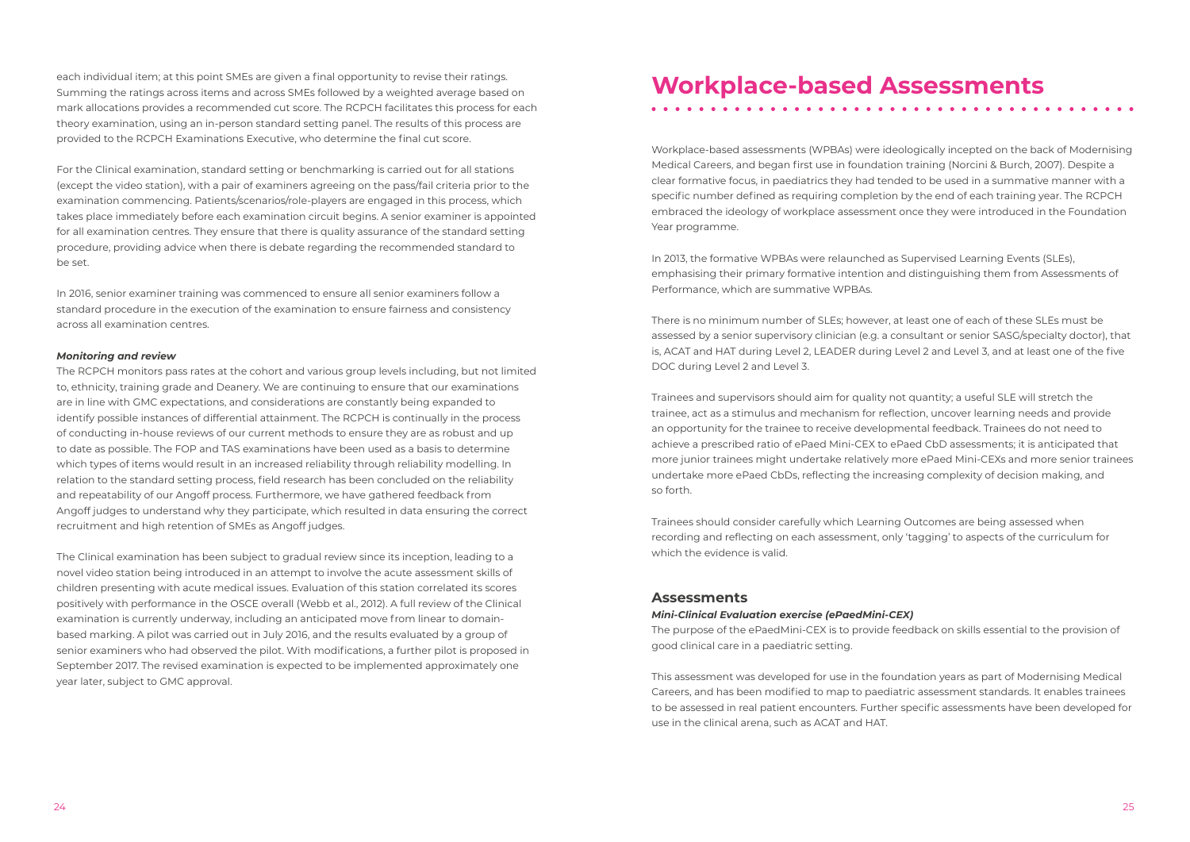each individual item; at this point SMEs are given a final opportunity to revise their ratings. Summing the ratings across items and across SMEs followed by a weighted average based on mark allocations provides a recommended cut score. The RCPCH facilitates this process for each theory examination, using an in-person standard setting panel. The results of this process are provided to the RCPCH Examinations Executive, who determine the final cut score.

For the Clinical examination, standard setting or benchmarking is carried out for all stations (except the video station), with a pair of examiners agreeing on the pass/fail criteria prior to the examination commencing. Patients/scenarios/role-players are engaged in this process, which takes place immediately before each examination circuit begins. A senior examiner is appointed for all examination centres. They ensure that there is quality assurance of the standard setting procedure, providing advice when there is debate regarding the recommended standard to be set.

In 2016, senior examiner training was commenced to ensure all senior examiners follow a standard procedure in the execution of the examination to ensure fairness and consistency across all examination centres.

### *Monitoring and review*

The RCPCH monitors pass rates at the cohort and various group levels including, but not limited to, ethnicity, training grade and Deanery. We are continuing to ensure that our examinations are in line with GMC expectations, and considerations are constantly being expanded to identify possible instances of differential attainment. The RCPCH is continually in the process of conducting in-house reviews of our current methods to ensure they are as robust and up to date as possible. The FOP and TAS examinations have been used as a basis to determine which types of items would result in an increased reliability through reliability modelling. In relation to the standard setting process, field research has been concluded on the reliability and repeatability of our Angoff process. Furthermore, we have gathered feedback from Angoff judges to understand why they participate, which resulted in data ensuring the correct recruitment and high retention of SMEs as Angoff judges.

The Clinical examination has been subject to gradual review since its inception, leading to a novel video station being introduced in an attempt to involve the acute assessment skills of children presenting with acute medical issues. Evaluation of this station correlated its scores positively with performance in the OSCE overall (Webb et al., 2012). A full review of the Clinical examination is currently underway, including an anticipated move from linear to domain-based marking. A pilot was carried out in July 2016, and the results evaluated by a group of senior examiners who had observed the pilot. With modifications, a further pilot is proposed in September 2017. The revised examination is expected to be implemented approximately one year later, subject to GMC approval.

# Workplace-based Assessments

Workplace-based assessments (WPBAs) were ideologically incepted on the back of Modernising Medical Careers, and began first use in foundation training (Norcini & Burch, 2007). Despite a clear formative focus, in paediatrics they had tended to be used in a summative manner with a specific number defined as requiring completion by the end of each training year. The RCPCH embraced the ideology of workplace assessment once they were introduced in the Foundation Year programme.

In 2013, the formative WPBAs were relaunched as Supervised Learning Events (SLEs), emphasising their primary formative intention and distinguishing them from Assessments of Performance, which are summative WPBAs.

There is no minimum number of SLEs; however, at least one of each of these SLEs must be assessed by a senior supervisory clinician (e.g. a consultant or senior SASG/specialty doctor), that is, ACAT and HAT during Level 2, LEADER during Level 2 and Level 3, and at least one of the five DOC during Level 2 and Level 3.

Trainees and supervisors should aim for quality not quantity; a useful SLE will stretch the trainee, act as a stimulus and mechanism for reflection, uncover learning needs and provide an opportunity for the trainee to receive developmental feedback. Trainees do not need to achieve a prescribed ratio of ePaed Mini-CEX to ePaed CbD assessments; it is anticipated that more junior trainees might undertake relatively more ePaed Mini-CEXs and more senior trainees undertake more ePaed CbDs, reflecting the increasing complexity of decision making, and so forth.

Trainees should consider carefully which Learning Outcomes are being assessed when recording and reflecting on each assessment, only 'tagging' to aspects of the curriculum for which the evidence is valid.

## Assessments

### *Mini-Clinical Evaluation exercise (ePaedMini-CEX)*

The purpose of the ePaedMini-CEX is to provide feedback on skills essential to the provision of good clinical care in a paediatric setting.

This assessment was developed for use in the foundation years as part of Modernising Medical Careers, and has been modified to map to paediatric assessment standards. It enables trainees to be assessed in real patient encounters. Further specific assessments have been developed for use in the clinical arena, such as ACAT and HAT.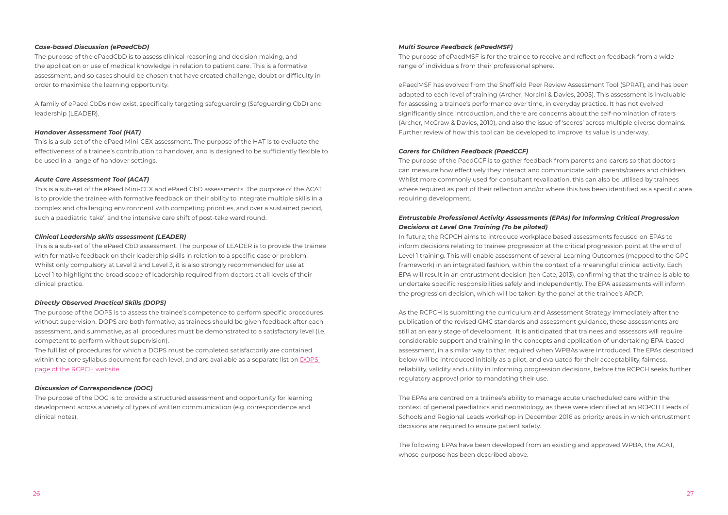### *Case-based Discussion (ePaedCbD)*

The purpose of the ePaedCbD is to assess clinical reasoning and decision making, and the application or use of medical knowledge in relation to patient care. This is a formative assessment, and so cases should be chosen that have created challenge, doubt or difficulty in order to maximise the learning opportunity.

A family of ePaed CbDs now exist, specifically targeting safeguarding (Safeguarding CbD) and leadership (LEADER).

### *Handover Assessment Tool (HAT)*

This is a sub-set of the ePaed Mini-CEX assessment. The purpose of the HAT is to evaluate the effectiveness of a trainee's contribution to handover, and is designed to be sufficiently flexible to be used in a range of handover settings.

### *Acute Care Assessment Tool (ACAT)*

This is a sub-set of the ePaed Mini-CEX and ePaed CbD assessments. The purpose of the ACAT is to provide the trainee with formative feedback on their ability to integrate multiple skills in a complex and challenging environment with competing priorities, and over a sustained period, such a paediatric 'take', and the intensive care shift of post-take ward round.

### *Clinical Leadership skills assessment (LEADER)*

This is a sub-set of the ePaed CbD assessment. The purpose of LEADER is to provide the trainee with formative feedback on their leadership skills in relation to a specific case or problem. Whilst only compulsory at Level 2 and Level 3, it is also strongly recommended for use at Level 1 to highlight the broad scope of leadership required from doctors at all levels of their clinical practice.

### *Directly Observed Practical Skills (DOPS)*

The purpose of the DOPS is to assess the trainee's competence to perform specific procedures without supervision. DOPS are both formative, as trainees should be given feedback after each assessment, and summative, as all procedures must be demonstrated to a satisfactory level (i.e. competent to perform without supervision).

The full list of procedures for which a DOPS must be completed satisfactorily are contained within the core syllabus document for each level, and are available as a separate list on DOPS page of the RCPCH website.

### *Discussion of Correspondence (DOC)*

The purpose of the DOC is to provide a structured assessment and opportunity for learning development across a variety of types of written communication (e.g. correspondence and clinical notes).

### *Multi Source Feedback (ePaedMSF)*

The purpose of ePaedMSF is for the trainee to receive and reflect on feedback from a wide range of individuals from their professional sphere.

ePaedMSF has evolved from the Sheffield Peer Review Assessment Tool (SPRAT), and has been adapted to each level of training (Archer, Norcini & Davies, 2005). This assessment is invaluable for assessing a trainee's performance over time, in everyday practice. It has not evolved significantly since introduction, and there are concerns about the self-nomination of raters (Archer, McGraw & Davies, 2010), and also the issue of 'scores' across multiple diverse domains. Further review of how this tool can be developed to improve its value is underway.

### *Carers for Children Feedback (PaedCCF)*

The purpose of the PaedCCF is to gather feedback from parents and carers so that doctors can measure how effectively they interact and communicate with parents/carers and children. Whilst more commonly used for consultant revalidation, this can also be utilised by trainees where required as part of their reflection and/or where this has been identified as a specific area requiring development.

### *Entrustable Professional Activity Assessments (EPAs) for Informing Critical Progression Decisions at Level One Training (To be piloted)*

In future, the RCPCH aims to introduce workplace based assessments focused on EPAs to inform decisions relating to trainee progression at the critical progression point at the end of Level 1 training. This will enable assessment of several Learning Outcomes (mapped to the GPC framework) in an integrated fashion, within the context of a meaningful clinical activity. Each EPA will result in an entrustment decision (ten Cate, 2013), confirming that the trainee is able to undertake specific responsibilities safely and independently. The EPA assessments will inform the progression decision, which will be taken by the panel at the trainee's ARCP.

As the RCPCH is submitting the curriculum and Assessment Strategy immediately after the publication of the revised GMC standards and assessment guidance, these assessments are still at an early stage of development. It is anticipated that trainees and assessors will require considerable support and training in the concepts and application of undertaking EPA-based assessment, in a similar way to that required when WPBAs were introduced. The EPAs described below will be introduced initially as a pilot, and evaluated for their acceptability, fairness, reliability, validity and utility in informing progression decisions, before the RCPCH seeks further regulatory approval prior to mandating their use.

The EPAs are centred on a trainee's ability to manage acute unscheduled care within the context of general paediatrics and neonatology, as these were identified at an RCPCH Heads of Schools and Regional Leads workshop in December 2016 as priority areas in which entrustment decisions are required to ensure patient safety.

The following EPAs have been developed from an existing and approved WPBA, the ACAT, whose purpose has been described above.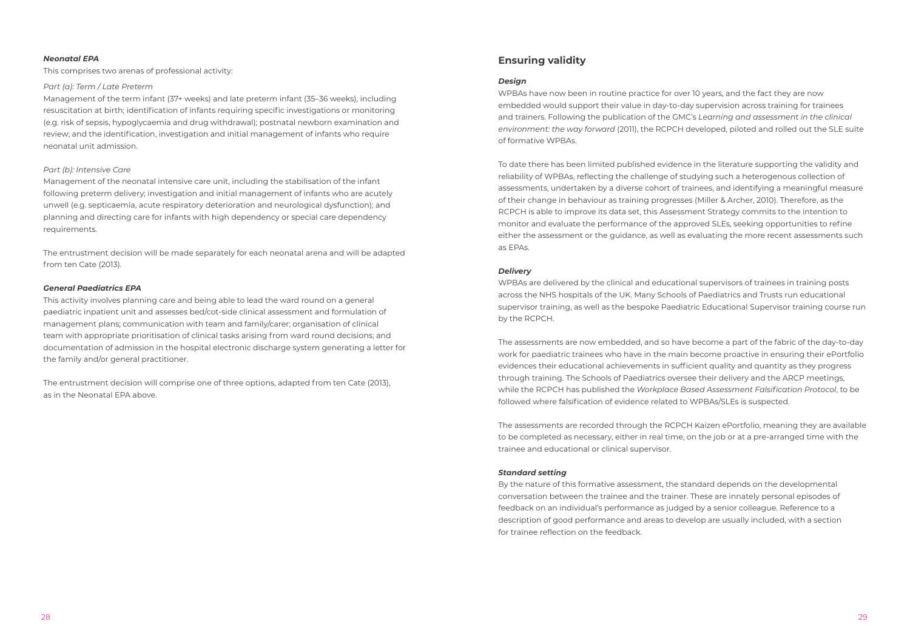***Neonatal EPA***

This comprises two arenas of professional activity:

*Part (a): Term / Late Preterm*

Management of the term infant (37+ weeks) and late preterm infant (35–36 weeks), including resuscitation at birth; identification of infants requiring specific investigations or monitoring (e.g. risk of sepsis, hypoglycaemia and drug withdrawal); postnatal newborn examination and review; and the identification, investigation and initial management of infants who require neonatal unit admission.

*Part (b): Intensive Care*

Management of the neonatal intensive care unit, including the stabilisation of the infant following preterm delivery; investigation and initial management of infants who are acutely unwell (e.g. septicaemia, acute respiratory deterioration and neurological dysfunction); and planning and directing care for infants with high dependency or special care dependency requirements.

The entrustment decision will be made separately for each neonatal arena and will be adapted from ten Cate (2013).

***General Paediatrics EPA***

This activity involves planning care and being able to lead the ward round on a general paediatric inpatient unit and assesses bed/cot-side clinical assessment and formulation of management plans; communication with team and family/carer; organisation of clinical team with appropriate prioritisation of clinical tasks arising from ward round decisions; and documentation of admission in the hospital electronic discharge system generating a letter for the family and/or general practitioner.

The entrustment decision will comprise one of three options, adapted from ten Cate (2013), as in the Neonatal EPA above.

## Ensuring validity

***Design***

WPBAs have now been in routine practice for over 10 years, and the fact they are now embedded would support their value in day-to-day supervision across training for trainees and trainers. Following the publication of the GMC's *Learning and assessment in the clinical environment: the way forward* (2011), the RCPCH developed, piloted and rolled out the SLE suite of formative WPBAs.

To date there has been limited published evidence in the literature supporting the validity and reliability of WPBAs, reflecting the challenge of studying such a heterogenous collection of assessments, undertaken by a diverse cohort of trainees, and identifying a meaningful measure of their change in behaviour as training progresses (Miller & Archer, 2010). Therefore, as the RCPCH is able to improve its data set, this Assessment Strategy commits to the intention to monitor and evaluate the performance of the approved SLEs, seeking opportunities to refine either the assessment or the guidance, as well as evaluating the more recent assessments such as EPAs.

***Delivery***

WPBAs are delivered by the clinical and educational supervisors of trainees in training posts across the NHS hospitals of the UK. Many Schools of Paediatrics and Trusts run educational supervisor training, as well as the bespoke Paediatric Educational Supervisor training course run by the RCPCH.

The assessments are now embedded, and so have become a part of the fabric of the day-to-day work for paediatric trainees who have in the main become proactive in ensuring their ePortfolio evidences their educational achievements in sufficient quality and quantity as they progress through training. The Schools of Paediatrics oversee their delivery and the ARCP meetings, while the RCPCH has published the *Workplace Based Assessment Falsification Protocol*, to be followed where falsification of evidence related to WPBAs/SLEs is suspected.

The assessments are recorded through the RCPCH Kaizen ePortfolio, meaning they are available to be completed as necessary, either in real time, on the job or at a pre-arranged time with the trainee and educational or clinical supervisor.

***Standard setting***

By the nature of this formative assessment, the standard depends on the developmental conversation between the trainee and the trainer. These are innately personal episodes of feedback on an individual's performance as judged by a senior colleague. Reference to a description of good performance and areas to develop are usually included, with a section for trainee reflection on the feedback.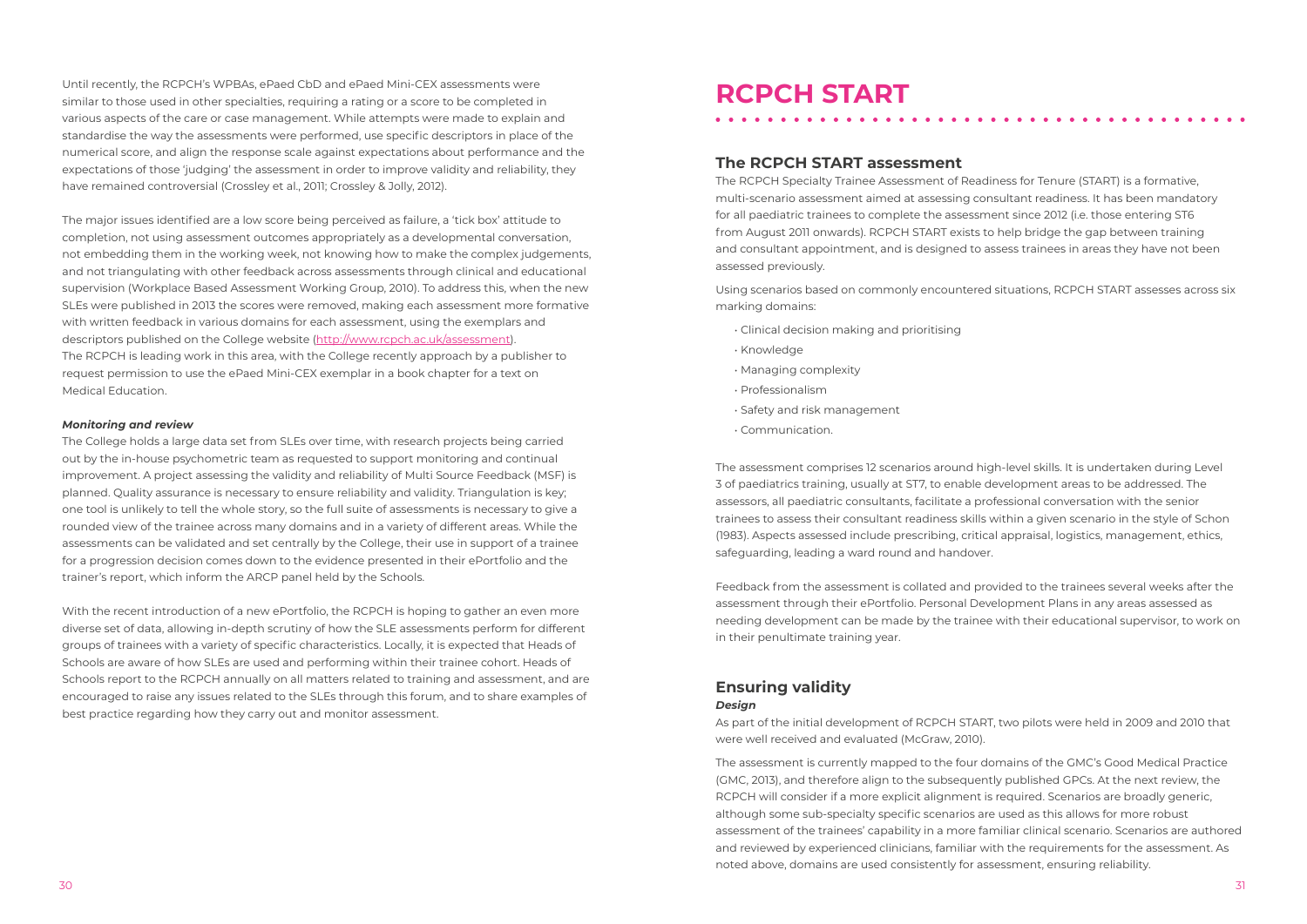Until recently, the RCPCH's WPBAs, ePaed CbD and ePaed Mini-CEX assessments were similar to those used in other specialties, requiring a rating or a score to be completed in various aspects of the care or case management. While attempts were made to explain and standardise the way the assessments were performed, use specific descriptors in place of the numerical score, and align the response scale against expectations about performance and the expectations of those 'judging' the assessment in order to improve validity and reliability, they have remained controversial (Crossley et al., 2011; Crossley & Jolly, 2012).

The major issues identified are a low score being perceived as failure, a 'tick box' attitude to completion, not using assessment outcomes appropriately as a developmental conversation, not embedding them in the working week, not knowing how to make the complex judgements, and not triangulating with other feedback across assessments through clinical and educational supervision (Workplace Based Assessment Working Group, 2010). To address this, when the new SLEs were published in 2013 the scores were removed, making each assessment more formative with written feedback in various domains for each assessment, using the exemplars and descriptors published on the College website (http://www.rcpch.ac.uk/assessment). The RCPCH is leading work in this area, with the College recently approach by a publisher to request permission to use the ePaed Mini-CEX exemplar in a book chapter for a text on Medical Education.

***Monitoring and review***

The College holds a large data set from SLEs over time, with research projects being carried out by the in-house psychometric team as requested to support monitoring and continual improvement. A project assessing the validity and reliability of Multi Source Feedback (MSF) is planned. Quality assurance is necessary to ensure reliability and validity. Triangulation is key; one tool is unlikely to tell the whole story, so the full suite of assessments is necessary to give a rounded view of the trainee across many domains and in a variety of different areas. While the assessments can be validated and set centrally by the College, their use in support of a trainee for a progression decision comes down to the evidence presented in their ePortfolio and the trainer's report, which inform the ARCP panel held by the Schools.

With the recent introduction of a new ePortfolio, the RCPCH is hoping to gather an even more diverse set of data, allowing in-depth scrutiny of how the SLE assessments perform for different groups of trainees with a variety of specific characteristics. Locally, it is expected that Heads of Schools are aware of how SLEs are used and performing within their trainee cohort. Heads of Schools report to the RCPCH annually on all matters related to training and assessment, and are encouraged to raise any issues related to the SLEs through this forum, and to share examples of best practice regarding how they carry out and monitor assessment.

# RCPCH START

## The RCPCH START assessment

The RCPCH Specialty Trainee Assessment of Readiness for Tenure (START) is a formative, multi-scenario assessment aimed at assessing consultant readiness. It has been mandatory for all paediatric trainees to complete the assessment since 2012 (i.e. those entering ST6 from August 2011 onwards). RCPCH START exists to help bridge the gap between training and consultant appointment, and is designed to assess trainees in areas they have not been assessed previously.

Using scenarios based on commonly encountered situations, RCPCH START assesses across six marking domains:

- Clinical decision making and prioritising
- Knowledge
- Managing complexity
- Professionalism
- Safety and risk management
- Communication.

The assessment comprises 12 scenarios around high-level skills. It is undertaken during Level 3 of paediatrics training, usually at ST7, to enable development areas to be addressed. The assessors, all paediatric consultants, facilitate a professional conversation with the senior trainees to assess their consultant readiness skills within a given scenario in the style of Schon (1983). Aspects assessed include prescribing, critical appraisal, logistics, management, ethics, safeguarding, leading a ward round and handover.

Feedback from the assessment is collated and provided to the trainees several weeks after the assessment through their ePortfolio. Personal Development Plans in any areas assessed as needing development can be made by the trainee with their educational supervisor, to work on in their penultimate training year.

## Ensuring validity

***Design***

As part of the initial development of RCPCH START, two pilots were held in 2009 and 2010 that were well received and evaluated (McGraw, 2010).

The assessment is currently mapped to the four domains of the GMC's Good Medical Practice (GMC, 2013), and therefore align to the subsequently published GPCs. At the next review, the RCPCH will consider if a more explicit alignment is required. Scenarios are broadly generic, although some sub-specialty specific scenarios are used as this allows for more robust assessment of the trainees' capability in a more familiar clinical scenario. Scenarios are authored and reviewed by experienced clinicians, familiar with the requirements for the assessment. As noted above, domains are used consistently for assessment, ensuring reliability.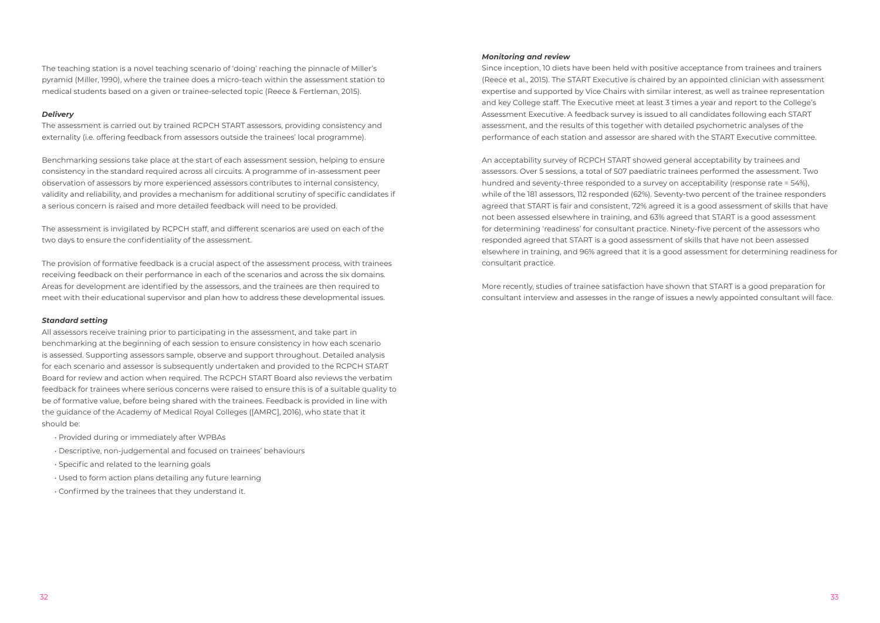The teaching station is a novel teaching scenario of 'doing' reaching the pinnacle of Miller's pyramid (Miller, 1990), where the trainee does a micro-teach within the assessment station to medical students based on a given or trainee-selected topic (Reece & Fertleman, 2015).

### *Delivery*

The assessment is carried out by trained RCPCH START assessors, providing consistency and externality (i.e. offering feedback from assessors outside the trainees' local programme).

Benchmarking sessions take place at the start of each assessment session, helping to ensure consistency in the standard required across all circuits. A programme of in-assessment peer observation of assessors by more experienced assessors contributes to internal consistency, validity and reliability, and provides a mechanism for additional scrutiny of specific candidates if a serious concern is raised and more detailed feedback will need to be provided.

The assessment is invigilated by RCPCH staff, and different scenarios are used on each of the two days to ensure the confidentiality of the assessment.

The provision of formative feedback is a crucial aspect of the assessment process, with trainees receiving feedback on their performance in each of the scenarios and across the six domains. Areas for development are identified by the assessors, and the trainees are then required to meet with their educational supervisor and plan how to address these developmental issues.

### *Standard setting*

All assessors receive training prior to participating in the assessment, and take part in benchmarking at the beginning of each session to ensure consistency in how each scenario is assessed. Supporting assessors sample, observe and support throughout. Detailed analysis for each scenario and assessor is subsequently undertaken and provided to the RCPCH START Board for review and action when required. The RCPCH START Board also reviews the verbatim feedback for trainees where serious concerns were raised to ensure this is of a suitable quality to be of formative value, before being shared with the trainees. Feedback is provided in line with the guidance of the Academy of Medical Royal Colleges ([AMRC], 2016), who state that it should be:

- Provided during or immediately after WPBAs
- Descriptive, non-judgemental and focused on trainees' behaviours
- Specific and related to the learning goals
- Used to form action plans detailing any future learning
- Confirmed by the trainees that they understand it.

### *Monitoring and review*

Since inception, 10 diets have been held with positive acceptance from trainees and trainers (Reece et al., 2015). The START Executive is chaired by an appointed clinician with assessment expertise and supported by Vice Chairs with similar interest, as well as trainee representation and key College staff. The Executive meet at least 3 times a year and report to the College's Assessment Executive. A feedback survey is issued to all candidates following each START assessment, and the results of this together with detailed psychometric analyses of the performance of each station and assessor are shared with the START Executive committee.

An acceptability survey of RCPCH START showed general acceptability by trainees and assessors. Over 5 sessions, a total of 507 paediatric trainees performed the assessment. Two hundred and seventy-three responded to a survey on acceptability (response rate = 54%), while of the 181 assessors, 112 responded (62%). Seventy-two percent of the trainee responders agreed that START is fair and consistent, 72% agreed it is a good assessment of skills that have not been assessed elsewhere in training, and 63% agreed that START is a good assessment for determining 'readiness' for consultant practice. Ninety-five percent of the assessors who responded agreed that START is a good assessment of skills that have not been assessed elsewhere in training, and 96% agreed that it is a good assessment for determining readiness for consultant practice.

More recently, studies of trainee satisfaction have shown that START is a good preparation for consultant interview and assesses in the range of issues a newly appointed consultant will face.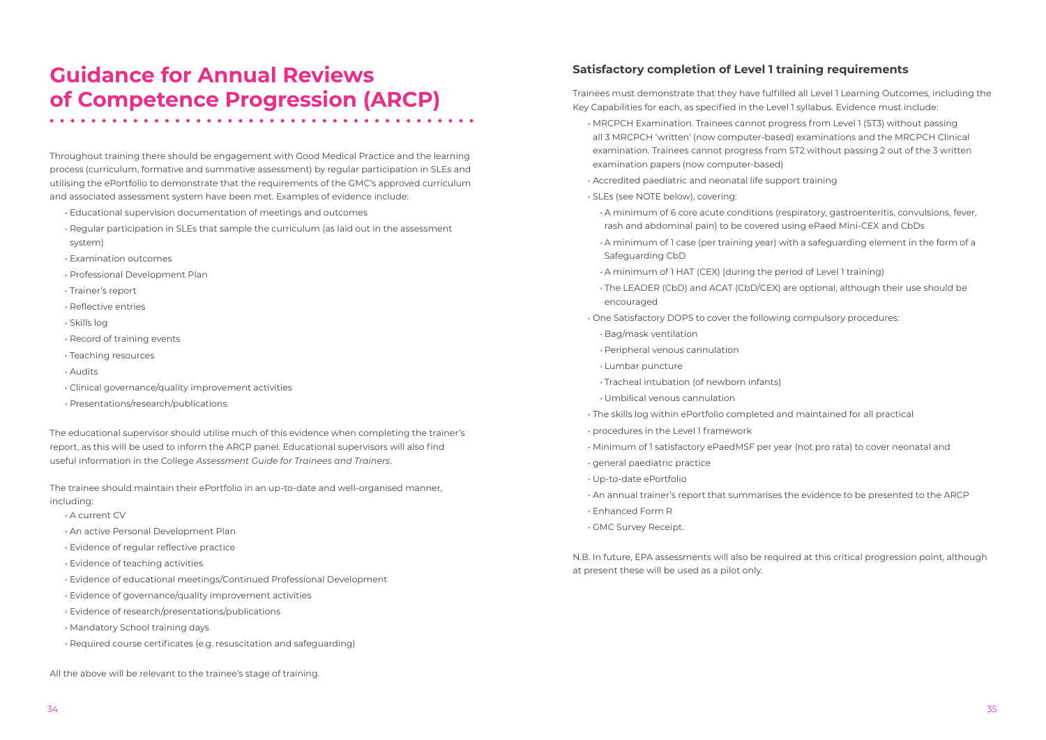# Guidance for Annual Reviews of Competence Progression (ARCP)

Throughout training there should be engagement with Good Medical Practice and the learning process (curriculum, formative and summative assessment) by regular participation in SLEs and utilising the ePortfolio to demonstrate that the requirements of the GMC's approved curriculum and associated assessment system have been met. Examples of evidence include:

- Educational supervision documentation of meetings and outcomes
- Regular participation in SLEs that sample the curriculum (as laid out in the assessment system)
- Examination outcomes
- Professional Development Plan
- Trainer's report
- Reflective entries
- Skills log
- Record of training events
- Teaching resources
- Audits
- Clinical governance/quality improvement activities
- Presentations/research/publications.

The educational supervisor should utilise much of this evidence when completing the trainer's report, as this will be used to inform the ARCP panel. Educational supervisors will also find useful information in the College *Assessment Guide for Trainees and Trainers*.

The trainee should maintain their ePortfolio in an up-to-date and well-organised manner, including:

- A current CV
- An active Personal Development Plan
- Evidence of regular reflective practice
- Evidence of teaching activities
- Evidence of educational meetings/Continued Professional Development
- Evidence of governance/quality improvement activities
- Evidence of research/presentations/publications
- Mandatory School training days
- Required course certificates (e.g. resuscitation and safeguarding)

All the above will be relevant to the trainee's stage of training.

### Satisfactory completion of Level 1 training requirements

Trainees must demonstrate that they have fulfilled all Level 1 Learning Outcomes, including the Key Capabilities for each, as specified in the Level 1 syllabus. Evidence must include:

- MRCPCH Examination. Trainees cannot progress from Level 1 (ST3) without passing all 3 MRCPCH 'written' (now computer-based) examinations and the MRCPCH Clinical examination. Trainees cannot progress from ST2 without passing 2 out of the 3 written examination papers (now computer-based)
- Accredited paediatric and neonatal life support training
- SLEs (see NOTE below), covering:
  - A minimum of 6 core acute conditions (respiratory, gastroenteritis, convulsions, fever, rash and abdominal pain) to be covered using ePaed Mini-CEX and CbDs
  - A minimum of 1 case (per training year) with a safeguarding element in the form of a Safeguarding CbD
  - A minimum of 1 HAT (CEX) (during the period of Level 1 training)
  - The LEADER (CbD) and ACAT (CbD/CEX) are optional, although their use should be encouraged
- One Satisfactory DOPS to cover the following compulsory procedures:
  - Bag/mask ventilation
  - Peripheral venous cannulation
  - Lumbar puncture
  - Tracheal intubation (of newborn infants)
  - Umbilical venous cannulation
- The skills log within ePortfolio completed and maintained for all practical
- procedures in the Level 1 framework
- Minimum of 1 satisfactory ePaedMSF per year (not pro rata) to cover neonatal and
- general paediatric practice
- Up-to-date ePortfolio
- An annual trainer's report that summarises the evidence to be presented to the ARCP
- Enhanced Form R
- GMC Survey Receipt.

N.B. In future, EPA assessments will also be required at this critical progression point, although at present these will be used as a pilot only.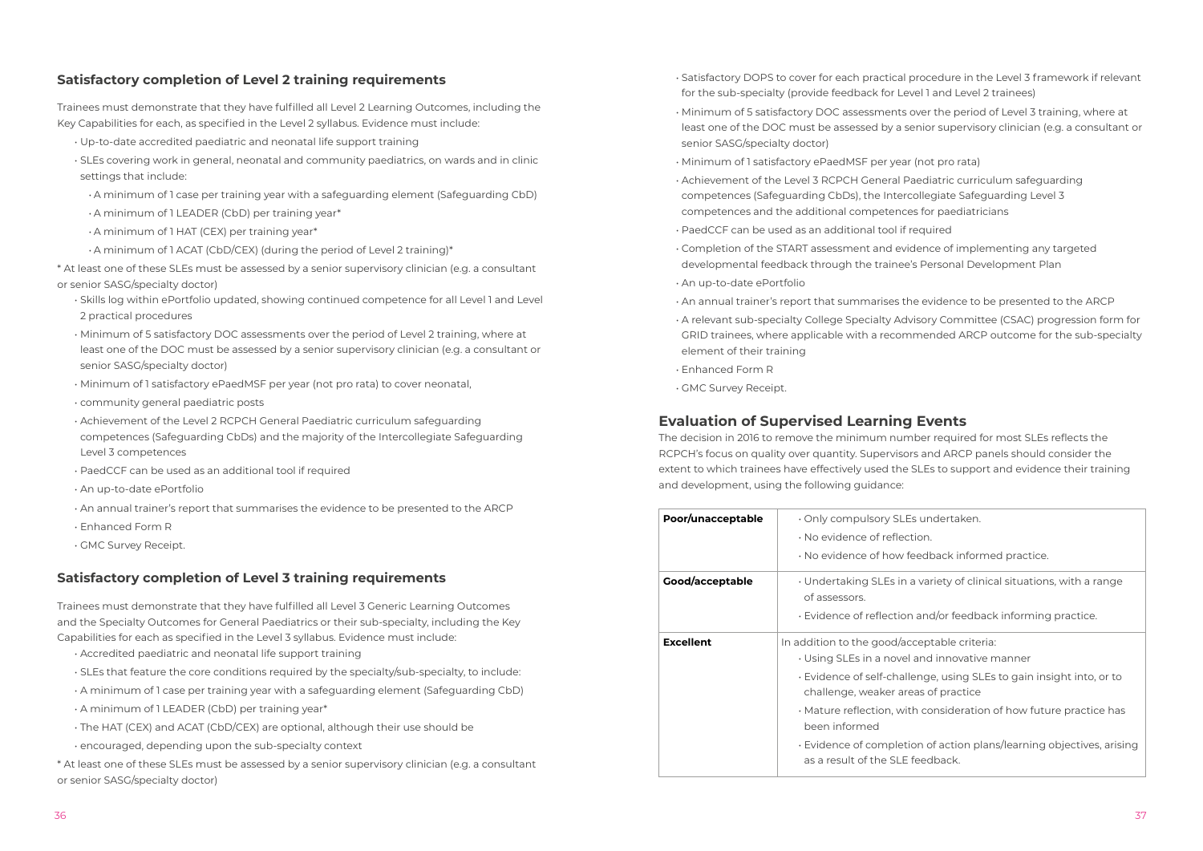## Satisfactory completion of Level 2 training requirements

Trainees must demonstrate that they have fulfilled all Level 2 Learning Outcomes, including the Key Capabilities for each, as specified in the Level 2 syllabus. Evidence must include:

- Up-to-date accredited paediatric and neonatal life support training
- SLEs covering work in general, neonatal and community paediatrics, on wards and in clinic settings that include:
  - A minimum of 1 case per training year with a safeguarding element (Safeguarding CbD)
  - A minimum of 1 LEADER (CbD) per training year*
  - A minimum of 1 HAT (CEX) per training year*
  - A minimum of 1 ACAT (CbD/CEX) (during the period of Level 2 training)*

* At least one of these SLEs must be assessed by a senior supervisory clinician (e.g. a consultant or senior SASG/specialty doctor)

- Skills log within ePortfolio updated, showing continued competence for all Level 1 and Level 2 practical procedures
- Minimum of 5 satisfactory DOC assessments over the period of Level 2 training, where at least one of the DOC must be assessed by a senior supervisory clinician (e.g. a consultant or senior SASG/specialty doctor)
- Minimum of 1 satisfactory ePaedMSF per year (not pro rata) to cover neonatal,
- community general paediatric posts
- Achievement of the Level 2 RCPCH General Paediatric curriculum safeguarding competences (Safeguarding CbDs) and the majority of the Intercollegiate Safeguarding Level 3 competences
- PaedCCF can be used as an additional tool if required
- An up-to-date ePortfolio
- An annual trainer's report that summarises the evidence to be presented to the ARCP
- Enhanced Form R
- GMC Survey Receipt.

## Satisfactory completion of Level 3 training requirements

Trainees must demonstrate that they have fulfilled all Level 3 Generic Learning Outcomes and the Specialty Outcomes for General Paediatrics or their sub-specialty, including the Key Capabilities for each as specified in the Level 3 syllabus. Evidence must include:

- Accredited paediatric and neonatal life support training
- SLEs that feature the core conditions required by the specialty/sub-specialty, to include:
- A minimum of 1 case per training year with a safeguarding element (Safeguarding CbD)
- A minimum of 1 LEADER (CbD) per training year*
- The HAT (CEX) and ACAT (CbD/CEX) are optional, although their use should be
- encouraged, depending upon the sub-specialty context

* At least one of these SLEs must be assessed by a senior supervisory clinician (e.g. a consultant or senior SASG/specialty doctor)

- Satisfactory DOPS to cover for each practical procedure in the Level 3 framework if relevant for the sub-specialty (provide feedback for Level 1 and Level 2 trainees)
- Minimum of 5 satisfactory DOC assessments over the period of Level 3 training, where at least one of the DOC must be assessed by a senior supervisory clinician (e.g. a consultant or senior SASG/specialty doctor)
- Minimum of 1 satisfactory ePaedMSF per year (not pro rata)
- Achievement of the Level 3 RCPCH General Paediatric curriculum safeguarding competences (Safeguarding CbDs), the Intercollegiate Safeguarding Level 3 competences and the additional competences for paediatricians
- PaedCCF can be used as an additional tool if required
- Completion of the START assessment and evidence of implementing any targeted developmental feedback through the trainee's Personal Development Plan
- An up-to-date ePortfolio
- An annual trainer's report that summarises the evidence to be presented to the ARCP
- A relevant sub-specialty College Specialty Advisory Committee (CSAC) progression form for GRID trainees, where applicable with a recommended ARCP outcome for the sub-specialty element of their training
- Enhanced Form R
- GMC Survey Receipt.

## Evaluation of Supervised Learning Events

The decision in 2016 to remove the minimum number required for most SLEs reflects the RCPCH's focus on quality over quantity. Supervisors and ARCP panels should consider the extent to which trainees have effectively used the SLEs to support and evidence their training and development, using the following guidance:

| | |
|---|---|
| **Poor/unacceptable** | • Only compulsory SLEs undertaken.<br>• No evidence of reflection.<br>• No evidence of how feedback informed practice. |
| **Good/acceptable** | • Undertaking SLEs in a variety of clinical situations, with a range of assessors.<br>• Evidence of reflection and/or feedback informing practice. |
| **Excellent** | In addition to the good/acceptable criteria:<br>• Using SLEs in a novel and innovative manner<br>• Evidence of self-challenge, using SLEs to gain insight into, or to challenge, weaker areas of practice<br>• Mature reflection, with consideration of how future practice has been informed<br>• Evidence of completion of action plans/learning objectives, arising as a result of the SLE feedback. |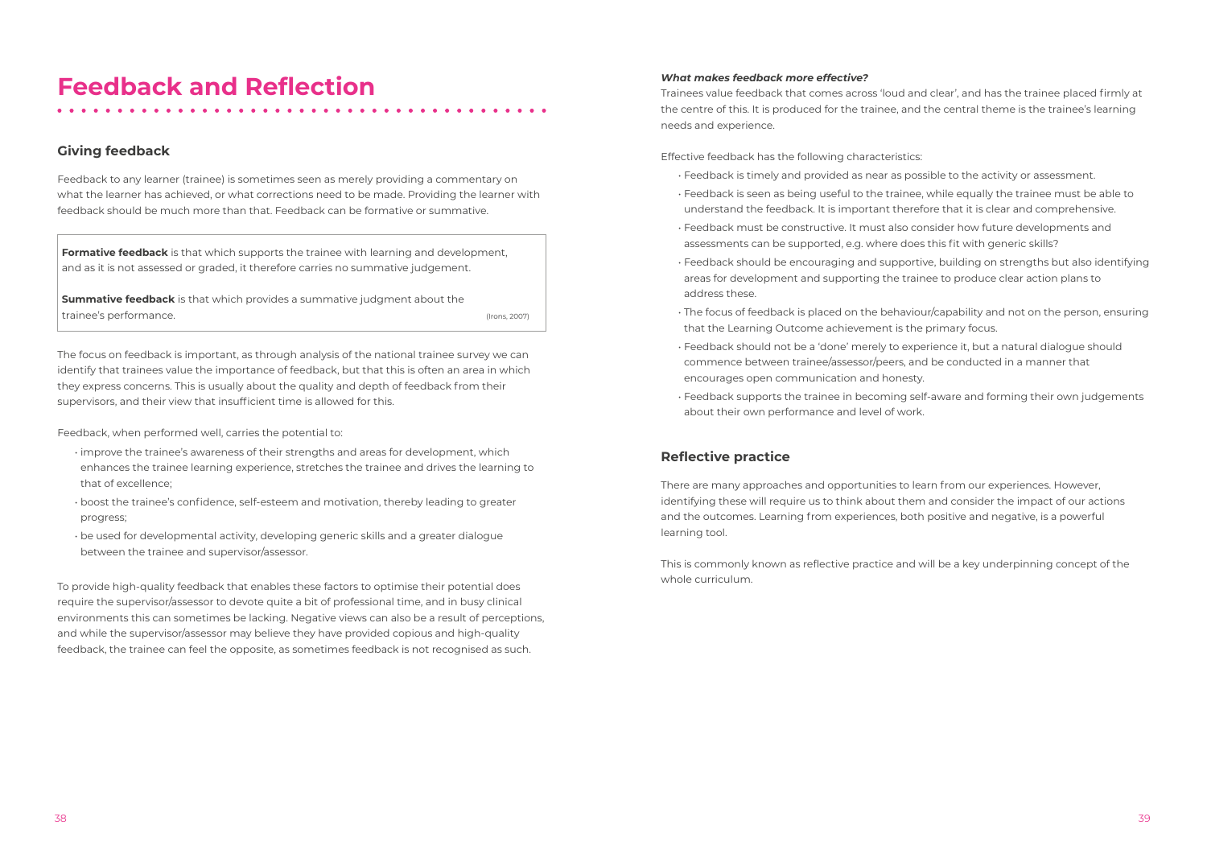# Feedback and Reflection

## Giving feedback

Feedback to any learner (trainee) is sometimes seen as merely providing a commentary on what the learner has achieved, or what corrections need to be made. Providing the learner with feedback should be much more than that. Feedback can be formative or summative.

> **Formative feedback** is that which supports the trainee with learning and development, and as it is not assessed or graded, it therefore carries no summative judgement.
>
> **Summative feedback** is that which provides a summative judgment about the trainee's performance. (Irons, 2007)

The focus on feedback is important, as through analysis of the national trainee survey we can identify that trainees value the importance of feedback, but that this is often an area in which they express concerns. This is usually about the quality and depth of feedback from their supervisors, and their view that insufficient time is allowed for this.

Feedback, when performed well, carries the potential to:

- improve the trainee's awareness of their strengths and areas for development, which enhances the trainee learning experience, stretches the trainee and drives the learning to that of excellence;
- boost the trainee's confidence, self-esteem and motivation, thereby leading to greater progress;
- be used for developmental activity, developing generic skills and a greater dialogue between the trainee and supervisor/assessor.

To provide high-quality feedback that enables these factors to optimise their potential does require the supervisor/assessor to devote quite a bit of professional time, and in busy clinical environments this can sometimes be lacking. Negative views can also be a result of perceptions, and while the supervisor/assessor may believe they have provided copious and high-quality feedback, the trainee can feel the opposite, as sometimes feedback is not recognised as such.

***What makes feedback more effective?***

Trainees value feedback that comes across 'loud and clear', and has the trainee placed firmly at the centre of this. It is produced for the trainee, and the central theme is the trainee's learning needs and experience.

Effective feedback has the following characteristics:

- Feedback is timely and provided as near as possible to the activity or assessment.
- Feedback is seen as being useful to the trainee, while equally the trainee must be able to understand the feedback. It is important therefore that it is clear and comprehensive.
- Feedback must be constructive. It must also consider how future developments and assessments can be supported, e.g. where does this fit with generic skills?
- Feedback should be encouraging and supportive, building on strengths but also identifying areas for development and supporting the trainee to produce clear action plans to address these.
- The focus of feedback is placed on the behaviour/capability and not on the person, ensuring that the Learning Outcome achievement is the primary focus.
- Feedback should not be a 'done' merely to experience it, but a natural dialogue should commence between trainee/assessor/peers, and be conducted in a manner that encourages open communication and honesty.
- Feedback supports the trainee in becoming self-aware and forming their own judgements about their own performance and level of work.

## Reflective practice

There are many approaches and opportunities to learn from our experiences. However, identifying these will require us to think about them and consider the impact of our actions and the outcomes. Learning from experiences, both positive and negative, is a powerful learning tool.

This is commonly known as reflective practice and will be a key underpinning concept of the whole curriculum.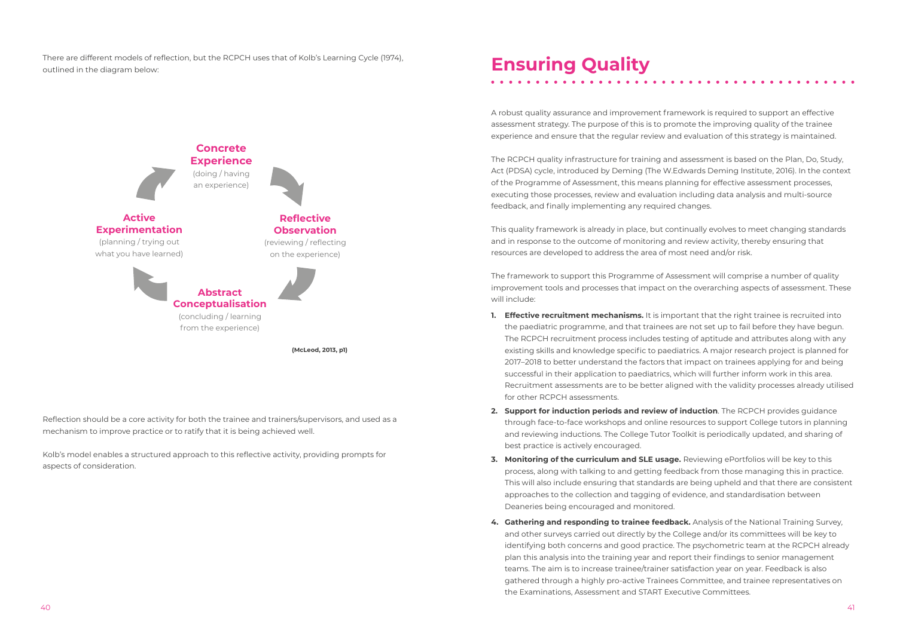There are different models of reflection, but the RCPCH uses that of Kolb's Learning Cycle (1974), outlined in the diagram below:

**Concrete Experience**
(doing / having an experience)

**Reflective Observation**
(reviewing / reflecting on the experience)

**Abstract Conceptualisation**
(concluding / learning from the experience)

**Active Experimentation**
(planning / trying out what you have learned)

**(McLeod, 2013, p1)**

Reflection should be a core activity for both the trainee and trainers/supervisors, and used as a mechanism to improve practice or to ratify that it is being achieved well.

Kolb's model enables a structured approach to this reflective activity, providing prompts for aspects of consideration.

# Ensuring Quality

A robust quality assurance and improvement framework is required to support an effective assessment strategy. The purpose of this is to promote the improving quality of the trainee experience and ensure that the regular review and evaluation of this strategy is maintained.

The RCPCH quality infrastructure for training and assessment is based on the Plan, Do, Study, Act (PDSA) cycle, introduced by Deming (The W.Edwards Deming Institute, 2016). In the context of the Programme of Assessment, this means planning for effective assessment processes, executing those processes, review and evaluation including data analysis and multi-source feedback, and finally implementing any required changes.

This quality framework is already in place, but continually evolves to meet changing standards and in response to the outcome of monitoring and review activity, thereby ensuring that resources are developed to address the area of most need and/or risk.

The framework to support this Programme of Assessment will comprise a number of quality improvement tools and processes that impact on the overarching aspects of assessment. These will include:

1. **Effective recruitment mechanisms.** It is important that the right trainee is recruited into the paediatric programme, and that trainees are not set up to fail before they have begun. The RCPCH recruitment process includes testing of aptitude and attributes along with any existing skills and knowledge specific to paediatrics. A major research project is planned for 2017–2018 to better understand the factors that impact on trainees applying for and being successful in their application to paediatrics, which will further inform work in this area. Recruitment assessments are to be better aligned with the validity processes already utilised for other RCPCH assessments.
2. **Support for induction periods and review of induction**. The RCPCH provides guidance through face-to-face workshops and online resources to support College tutors in planning and reviewing inductions. The College Tutor Toolkit is periodically updated, and sharing of best practice is actively encouraged.
3. **Monitoring of the curriculum and SLE usage.** Reviewing ePortfolios will be key to this process, along with talking to and getting feedback from those managing this in practice. This will also include ensuring that standards are being upheld and that there are consistent approaches to the collection and tagging of evidence, and standardisation between Deaneries being encouraged and monitored.
4. **Gathering and responding to trainee feedback.** Analysis of the National Training Survey, and other surveys carried out directly by the College and/or its committees will be key to identifying both concerns and good practice. The psychometric team at the RCPCH already plan this analysis into the training year and report their findings to senior management teams. The aim is to increase trainee/trainer satisfaction year on year. Feedback is also gathered through a highly pro-active Trainees Committee, and trainee representatives on the Examinations, Assessment and START Executive Committees.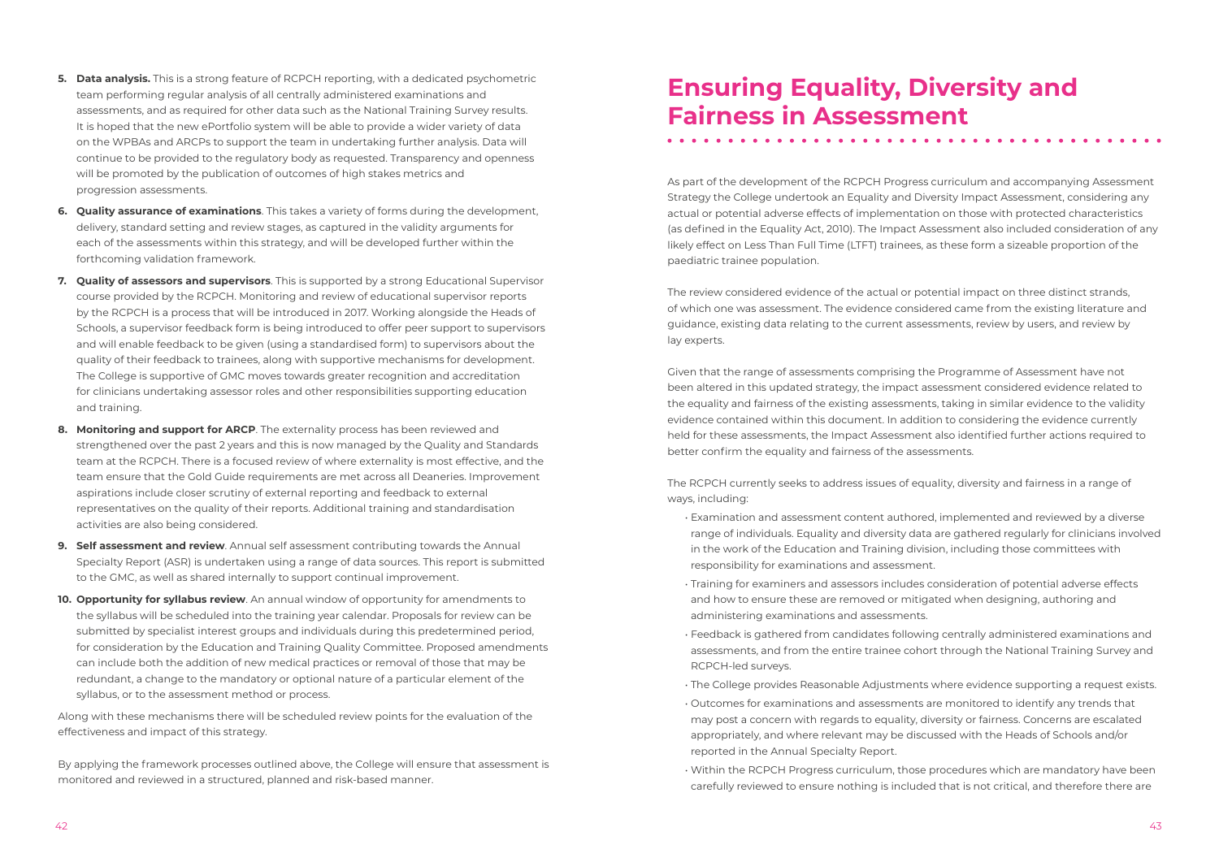5. **Data analysis.** This is a strong feature of RCPCH reporting, with a dedicated psychometric team performing regular analysis of all centrally administered examinations and assessments, and as required for other data such as the National Training Survey results. It is hoped that the new ePortfolio system will be able to provide a wider variety of data on the WPBAs and ARCPs to support the team in undertaking further analysis. Data will continue to be provided to the regulatory body as requested. Transparency and openness will be promoted by the publication of outcomes of high stakes metrics and progression assessments.
6. **Quality assurance of examinations**. This takes a variety of forms during the development, delivery, standard setting and review stages, as captured in the validity arguments for each of the assessments within this strategy, and will be developed further within the forthcoming validation framework.
7. **Quality of assessors and supervisors**. This is supported by a strong Educational Supervisor course provided by the RCPCH. Monitoring and review of educational supervisor reports by the RCPCH is a process that will be introduced in 2017. Working alongside the Heads of Schools, a supervisor feedback form is being introduced to offer peer support to supervisors and will enable feedback to be given (using a standardised form) to supervisors about the quality of their feedback to trainees, along with supportive mechanisms for development. The College is supportive of GMC moves towards greater recognition and accreditation for clinicians undertaking assessor roles and other responsibilities supporting education and training.
8. **Monitoring and support for ARCP**. The externality process has been reviewed and strengthened over the past 2 years and this is now managed by the Quality and Standards team at the RCPCH. There is a focused review of where externality is most effective, and the team ensure that the Gold Guide requirements are met across all Deaneries. Improvement aspirations include closer scrutiny of external reporting and feedback to external representatives on the quality of their reports. Additional training and standardisation activities are also being considered.
9. **Self assessment and review**. Annual self assessment contributing towards the Annual Specialty Report (ASR) is undertaken using a range of data sources. This report is submitted to the GMC, as well as shared internally to support continual improvement.
10. **Opportunity for syllabus review**. An annual window of opportunity for amendments to the syllabus will be scheduled into the training year calendar. Proposals for review can be submitted by specialist interest groups and individuals during this predetermined period, for consideration by the Education and Training Quality Committee. Proposed amendments can include both the addition of new medical practices or removal of those that may be redundant, a change to the mandatory or optional nature of a particular element of the syllabus, or to the assessment method or process.

Along with these mechanisms there will be scheduled review points for the evaluation of the effectiveness and impact of this strategy.

By applying the framework processes outlined above, the College will ensure that assessment is monitored and reviewed in a structured, planned and risk-based manner.

# Ensuring Equality, Diversity and Fairness in Assessment

As part of the development of the RCPCH Progress curriculum and accompanying Assessment Strategy the College undertook an Equality and Diversity Impact Assessment, considering any actual or potential adverse effects of implementation on those with protected characteristics (as defined in the Equality Act, 2010). The Impact Assessment also included consideration of any likely effect on Less Than Full Time (LTFT) trainees, as these form a sizeable proportion of the paediatric trainee population.

The review considered evidence of the actual or potential impact on three distinct strands, of which one was assessment. The evidence considered came from the existing literature and guidance, existing data relating to the current assessments, review by users, and review by lay experts.

Given that the range of assessments comprising the Programme of Assessment have not been altered in this updated strategy, the impact assessment considered evidence related to the equality and fairness of the existing assessments, taking in similar evidence to the validity evidence contained within this document. In addition to considering the evidence currently held for these assessments, the Impact Assessment also identified further actions required to better confirm the equality and fairness of the assessments.

The RCPCH currently seeks to address issues of equality, diversity and fairness in a range of ways, including:

- Examination and assessment content authored, implemented and reviewed by a diverse range of individuals. Equality and diversity data are gathered regularly for clinicians involved in the work of the Education and Training division, including those committees with responsibility for examinations and assessment.
- Training for examiners and assessors includes consideration of potential adverse effects and how to ensure these are removed or mitigated when designing, authoring and administering examinations and assessments.
- Feedback is gathered from candidates following centrally administered examinations and assessments, and from the entire trainee cohort through the National Training Survey and RCPCH-led surveys.
- The College provides Reasonable Adjustments where evidence supporting a request exists.
- Outcomes for examinations and assessments are monitored to identify any trends that may post a concern with regards to equality, diversity or fairness. Concerns are escalated appropriately, and where relevant may be discussed with the Heads of Schools and/or reported in the Annual Specialty Report.
- Within the RCPCH Progress curriculum, those procedures which are mandatory have been carefully reviewed to ensure nothing is included that is not critical, and therefore there are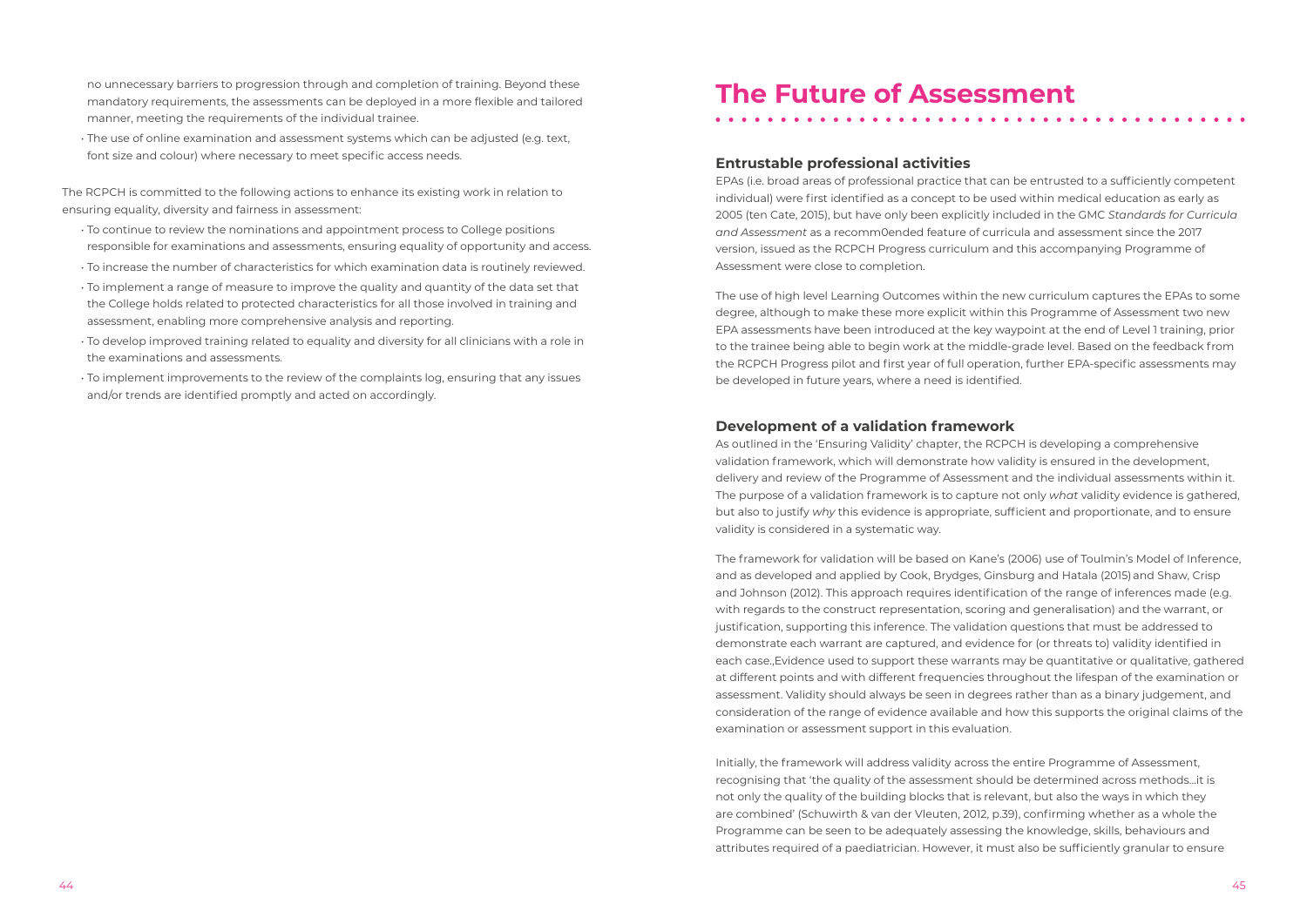no unnecessary barriers to progression through and completion of training. Beyond these mandatory requirements, the assessments can be deployed in a more flexible and tailored manner, meeting the requirements of the individual trainee.

- The use of online examination and assessment systems which can be adjusted (e.g. text, font size and colour) where necessary to meet specific access needs.

The RCPCH is committed to the following actions to enhance its existing work in relation to ensuring equality, diversity and fairness in assessment:

- To continue to review the nominations and appointment process to College positions responsible for examinations and assessments, ensuring equality of opportunity and access.
- To increase the number of characteristics for which examination data is routinely reviewed.
- To implement a range of measure to improve the quality and quantity of the data set that the College holds related to protected characteristics for all those involved in training and assessment, enabling more comprehensive analysis and reporting.
- To develop improved training related to equality and diversity for all clinicians with a role in the examinations and assessments.
- To implement improvements to the review of the complaints log, ensuring that any issues and/or trends are identified promptly and acted on accordingly.

# The Future of Assessment

### Entrustable professional activities

EPAs (i.e. broad areas of professional practice that can be entrusted to a sufficiently competent individual) were first identified as a concept to be used within medical education as early as 2005 (ten Cate, 2015), but have only been explicitly included in the GMC *Standards for Curricula and Assessment* as a recomm0ended feature of curricula and assessment since the 2017 version, issued as the RCPCH Progress curriculum and this accompanying Programme of Assessment were close to completion.

The use of high level Learning Outcomes within the new curriculum captures the EPAs to some degree, although to make these more explicit within this Programme of Assessment two new EPA assessments have been introduced at the key waypoint at the end of Level 1 training, prior to the trainee being able to begin work at the middle-grade level. Based on the feedback from the RCPCH Progress pilot and first year of full operation, further EPA-specific assessments may be developed in future years, where a need is identified.

### Development of a validation framework

As outlined in the 'Ensuring Validity' chapter, the RCPCH is developing a comprehensive validation framework, which will demonstrate how validity is ensured in the development, delivery and review of the Programme of Assessment and the individual assessments within it. The purpose of a validation framework is to capture not only *what* validity evidence is gathered, but also to justify *why* this evidence is appropriate, sufficient and proportionate, and to ensure validity is considered in a systematic way.

The framework for validation will be based on Kane's (2006) use of Toulmin's Model of Inference, and as developed and applied by Cook, Brydges, Ginsburg and Hatala (2015) and Shaw, Crisp and Johnson (2012). This approach requires identification of the range of inferences made (e.g. with regards to the construct representation, scoring and generalisation) and the warrant, or justification, supporting this inference. The validation questions that must be addressed to demonstrate each warrant are captured, and evidence for (or threats to) validity identified in each case.,Evidence used to support these warrants may be quantitative or qualitative, gathered at different points and with different frequencies throughout the lifespan of the examination or assessment. Validity should always be seen in degrees rather than as a binary judgement, and consideration of the range of evidence available and how this supports the original claims of the examination or assessment support in this evaluation.

Initially, the framework will address validity across the entire Programme of Assessment, recognising that 'the quality of the assessment should be determined across methods…it is not only the quality of the building blocks that is relevant, but also the ways in which they are combined' (Schuwirth & van der Vleuten, 2012, p.39), confirming whether as a whole the Programme can be seen to be adequately assessing the knowledge, skills, behaviours and attributes required of a paediatrician. However, it must also be sufficiently granular to ensure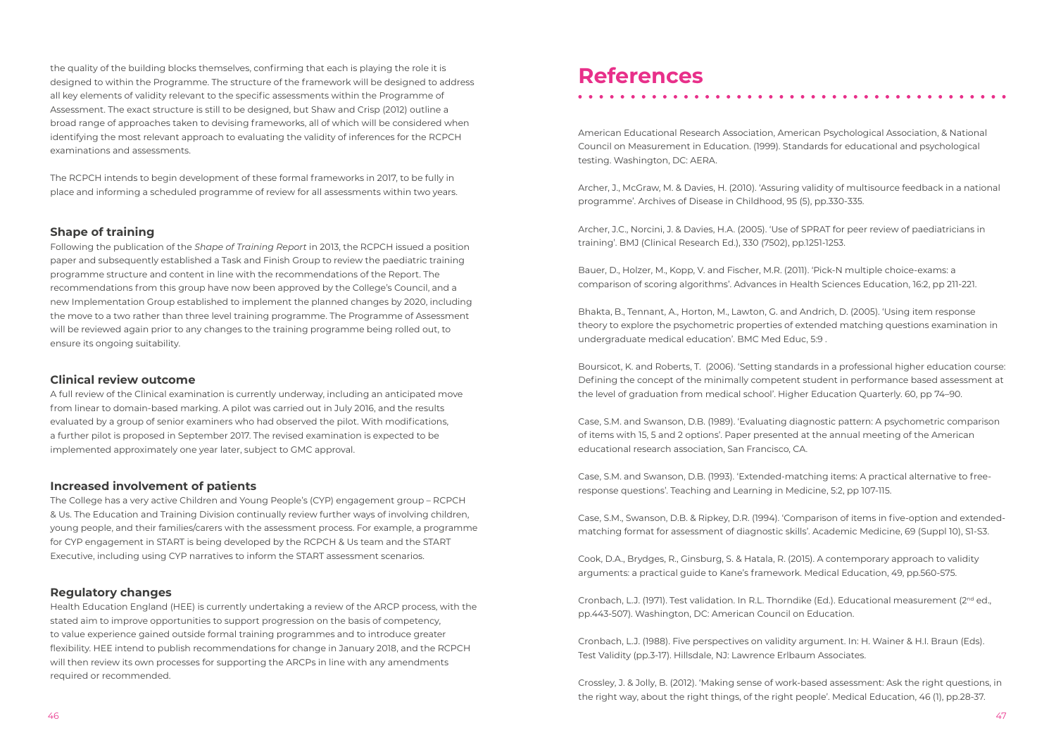the quality of the building blocks themselves, confirming that each is playing the role it is designed to within the Programme. The structure of the framework will be designed to address all key elements of validity relevant to the specific assessments within the Programme of Assessment. The exact structure is still to be designed, but Shaw and Crisp (2012) outline a broad range of approaches taken to devising frameworks, all of which will be considered when identifying the most relevant approach to evaluating the validity of inferences for the RCPCH examinations and assessments.

The RCPCH intends to begin development of these formal frameworks in 2017, to be fully in place and informing a scheduled programme of review for all assessments within two years.

### Shape of training

Following the publication of the *Shape of Training Report* in 2013, the RCPCH issued a position paper and subsequently established a Task and Finish Group to review the paediatric training programme structure and content in line with the recommendations of the Report. The recommendations from this group have now been approved by the College's Council, and a new Implementation Group established to implement the planned changes by 2020, including the move to a two rather than three level training programme. The Programme of Assessment will be reviewed again prior to any changes to the training programme being rolled out, to ensure its ongoing suitability.

### Clinical review outcome

A full review of the Clinical examination is currently underway, including an anticipated move from linear to domain-based marking. A pilot was carried out in July 2016, and the results evaluated by a group of senior examiners who had observed the pilot. With modifications, a further pilot is proposed in September 2017. The revised examination is expected to be implemented approximately one year later, subject to GMC approval.

### Increased involvement of patients

The College has a very active Children and Young People's (CYP) engagement group – RCPCH & Us. The Education and Training Division continually review further ways of involving children, young people, and their families/carers with the assessment process. For example, a programme for CYP engagement in START is being developed by the RCPCH & Us team and the START Executive, including using CYP narratives to inform the START assessment scenarios.

### Regulatory changes

Health Education England (HEE) is currently undertaking a review of the ARCP process, with the stated aim to improve opportunities to support progression on the basis of competency, to value experience gained outside formal training programmes and to introduce greater flexibility. HEE intend to publish recommendations for change in January 2018, and the RCPCH will then review its own processes for supporting the ARCPs in line with any amendments required or recommended.

# References

American Educational Research Association, American Psychological Association, & National Council on Measurement in Education. (1999). Standards for educational and psychological testing. Washington, DC: AERA.

Archer, J., McGraw, M. & Davies, H. (2010). 'Assuring validity of multisource feedback in a national programme'. Archives of Disease in Childhood, 95 (5), pp.330-335.

Archer, J.C., Norcini, J. & Davies, H.A. (2005). 'Use of SPRAT for peer review of paediatricians in training'. BMJ (Clinical Research Ed.), 330 (7502), pp.1251-1253.

Bauer, D., Holzer, M., Kopp, V. and Fischer, M.R. (2011). 'Pick-N multiple choice-exams: a comparison of scoring algorithms'. Advances in Health Sciences Education, 16:2, pp 211-221.

Bhakta, B., Tennant, A., Horton, M., Lawton, G. and Andrich, D. (2005). 'Using item response theory to explore the psychometric properties of extended matching questions examination in undergraduate medical education'. BMC Med Educ, 5:9 .

Boursicot, K. and Roberts, T. (2006). 'Setting standards in a professional higher education course: Defining the concept of the minimally competent student in performance based assessment at the level of graduation from medical school'. Higher Education Quarterly. 60, pp 74–90.

Case, S.M. and Swanson, D.B. (1989). 'Evaluating diagnostic pattern: A psychometric comparison of items with 15, 5 and 2 options'. Paper presented at the annual meeting of the American educational research association, San Francisco, CA.

Case, S.M. and Swanson, D.B. (1993). 'Extended-matching items: A practical alternative to free-response questions'. Teaching and Learning in Medicine, 5:2, pp 107-115.

Case, S.M., Swanson, D.B. & Ripkey, D.R. (1994). 'Comparison of items in five-option and extended-matching format for assessment of diagnostic skills'. Academic Medicine, 69 (Suppl 10), S1-S3.

Cook, D.A., Brydges, R., Ginsburg, S. & Hatala, R. (2015). A contemporary approach to validity arguments: a practical guide to Kane's framework. Medical Education, 49, pp.560-575.

Cronbach, L.J. (1971). Test validation. In R.L. Thorndike (Ed.). Educational measurement (2nd ed., pp.443-507). Washington, DC: American Council on Education.

Cronbach, L.J. (1988). Five perspectives on validity argument. In: H. Wainer & H.I. Braun (Eds). Test Validity (pp.3-17). Hillsdale, NJ: Lawrence Erlbaum Associates.

Crossley, J. & Jolly, B. (2012). 'Making sense of work-based assessment: Ask the right questions, in the right way, about the right things, of the right people'. Medical Education, 46 (1), pp.28-37.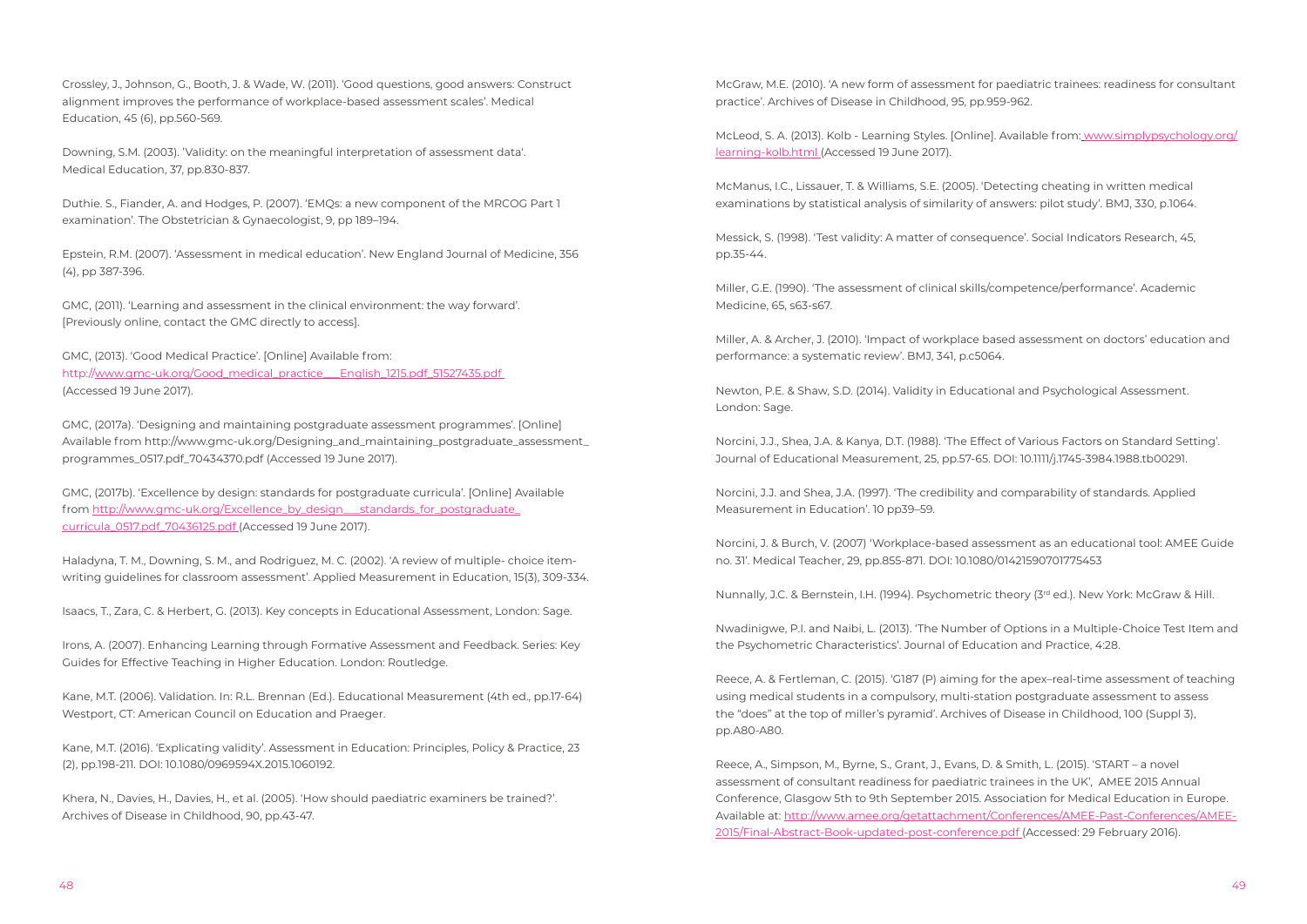Crossley, J., Johnson, G., Booth, J. & Wade, W. (2011). 'Good questions, good answers: Construct alignment improves the performance of workplace-based assessment scales'. Medical Education, 45 (6), pp.560-569.

Downing, S.M. (2003). 'Validity: on the meaningful interpretation of assessment data'. Medical Education, 37, pp.830-837.

Duthie. S., Fiander, A. and Hodges, P. (2007). 'EMQs: a new component of the MRCOG Part 1 examination'. The Obstetrician & Gynaecologist, 9, pp 189–194.

Epstein, R.M. (2007). 'Assessment in medical education'. New England Journal of Medicine, 356 (4), pp 387-396.

GMC, (2011). 'Learning and assessment in the clinical environment: the way forward'. [Previously online, contact the GMC directly to access].

GMC, (2013). 'Good Medical Practice'. [Online] Available from: http://www.gmc-uk.org/Good_medical_practice___English_1215.pdf_51527435.pdf (Accessed 19 June 2017).

GMC, (2017a). 'Designing and maintaining postgraduate assessment programmes'. [Online] Available from http://www.gmc-uk.org/Designing_and_maintaining_postgraduate_assessment_programmes_0517.pdf_70434370.pdf (Accessed 19 June 2017).

GMC, (2017b). 'Excellence by design: standards for postgraduate curricula'. [Online] Available from http://www.gmc-uk.org/Excellence_by_design___standards_for_postgraduate_curricula_0517.pdf_70436125.pdf (Accessed 19 June 2017).

Haladyna, T. M., Downing, S. M., and Rodriguez, M. C. (2002). 'A review of multiple- choice item-writing guidelines for classroom assessment'. Applied Measurement in Education, 15(3), 309-334.

Isaacs, T., Zara, C. & Herbert, G. (2013). Key concepts in Educational Assessment, London: Sage.

Irons, A. (2007). Enhancing Learning through Formative Assessment and Feedback. Series: Key Guides for Effective Teaching in Higher Education. London: Routledge.

Kane, M.T. (2006). Validation. In: R.L. Brennan (Ed.). Educational Measurement (4th ed., pp.17-64) Westport, CT: American Council on Education and Praeger.

Kane, M.T. (2016). 'Explicating validity'. Assessment in Education: Principles, Policy & Practice, 23 (2), pp.198-211. DOI: 10.1080/0969594X.2015.1060192.

Khera, N., Davies, H., Davies, H., et al. (2005). 'How should paediatric examiners be trained?'. Archives of Disease in Childhood, 90, pp.43-47.

McGraw, M.E. (2010). 'A new form of assessment for paediatric trainees: readiness for consultant practice'. Archives of Disease in Childhood, 95, pp.959-962.

McLeod, S. A. (2013). Kolb - Learning Styles. [Online]. Available from: www.simplypsychology.org/learning-kolb.html (Accessed 19 June 2017).

McManus, I.C., Lissauer, T. & Williams, S.E. (2005). 'Detecting cheating in written medical examinations by statistical analysis of similarity of answers: pilot study'. BMJ, 330, p.1064.

Messick, S. (1998). 'Test validity: A matter of consequence'. Social Indicators Research, 45, pp.35-44.

Miller, G.E. (1990). 'The assessment of clinical skills/competence/performance'. Academic Medicine, 65, s63-s67.

Miller, A. & Archer, J. (2010). 'Impact of workplace based assessment on doctors' education and performance: a systematic review'. BMJ, 341, p.c5064.

Newton, P.E. & Shaw, S.D. (2014). Validity in Educational and Psychological Assessment. London: Sage.

Norcini, J.J., Shea, J.A. & Kanya, D.T. (1988). 'The Effect of Various Factors on Standard Setting'. Journal of Educational Measurement, 25, pp.57-65. DOI: 10.1111/j.1745-3984.1988.tb00291.

Norcini, J.J. and Shea, J.A. (1997). 'The credibility and comparability of standards. Applied Measurement in Education'. 10 pp39–59.

Norcini, J. & Burch, V. (2007) 'Workplace-based assessment as an educational tool: AMEE Guide no. 31'. Medical Teacher, 29, pp.855-871. DOI: 10.1080/01421590701775453

Nunnally, J.C. & Bernstein, I.H. (1994). Psychometric theory (3rd ed.). New York: McGraw & Hill.

Nwadinigwe, P.I. and Naibi, L. (2013). 'The Number of Options in a Multiple-Choice Test Item and the Psychometric Characteristics'. Journal of Education and Practice, 4:28.

Reece, A. & Fertleman, C. (2015). 'G187 (P) aiming for the apex–real-time assessment of teaching using medical students in a compulsory, multi-station postgraduate assessment to assess the "does" at the top of miller's pyramid'. Archives of Disease in Childhood, 100 (Suppl 3), pp.A80-A80.

Reece, A., Simpson, M., Byrne, S., Grant, J., Evans, D. & Smith, L. (2015). 'START – a novel assessment of consultant readiness for paediatric trainees in the UK', AMEE 2015 Annual Conference, Glasgow 5th to 9th September 2015. Association for Medical Education in Europe. Available at: http://www.amee.org/getattachment/Conferences/AMEE-Past-Conferences/AMEE-2015/Final-Abstract-Book-updated-post-conference.pdf (Accessed: 29 February 2016).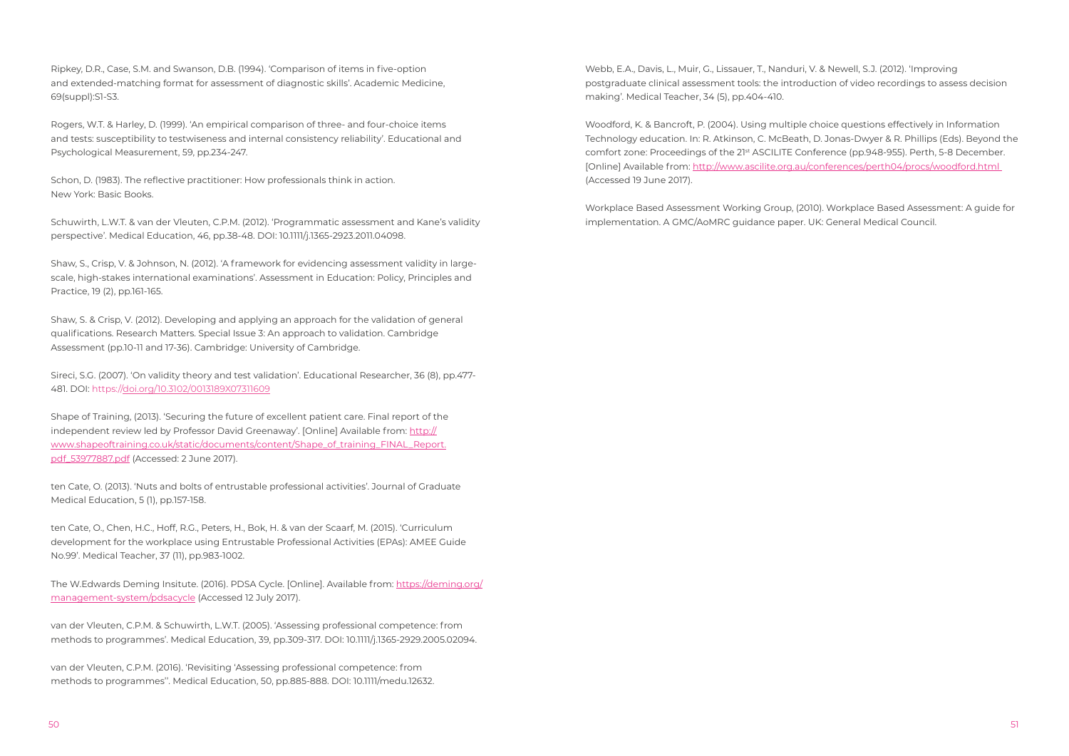Ripkey, D.R., Case, S.M. and Swanson, D.B. (1994). 'Comparison of items in five-option and extended-matching format for assessment of diagnostic skills'. Academic Medicine, 69(suppl):S1-S3.

Rogers, W.T. & Harley, D. (1999). 'An empirical comparison of three- and four-choice items and tests: susceptibility to testwiseness and internal consistency reliability'. Educational and Psychological Measurement, 59, pp.234-247.

Schon, D. (1983). The reflective practitioner: How professionals think in action. New York: Basic Books.

Schuwirth, L.W.T. & van der Vleuten, C.P.M. (2012). 'Programmatic assessment and Kane's validity perspective'. Medical Education, 46, pp.38-48. DOI: 10.1111/j.1365-2923.2011.04098.

Shaw, S., Crisp, V. & Johnson, N. (2012). 'A framework for evidencing assessment validity in large-scale, high-stakes international examinations'. Assessment in Education: Policy, Principles and Practice, 19 (2), pp.161-165.

Shaw, S. & Crisp, V. (2012). Developing and applying an approach for the validation of general qualifications. Research Matters. Special Issue 3: An approach to validation. Cambridge Assessment (pp.10-11 and 17-36). Cambridge: University of Cambridge.

Sireci, S.G. (2007). 'On validity theory and test validation'. Educational Researcher, 36 (8), pp.477-481. DOI: https://doi.org/10.3102/0013189X07311609

Shape of Training, (2013). 'Securing the future of excellent patient care. Final report of the independent review led by Professor David Greenaway'. [Online] Available from: http://www.shapeoftraining.co.uk/static/documents/content/Shape_of_training_FINAL_Report.pdf_53977887.pdf (Accessed: 2 June 2017).

ten Cate, O. (2013). 'Nuts and bolts of entrustable professional activities'. Journal of Graduate Medical Education, 5 (1), pp.157-158.

ten Cate, O., Chen, H.C., Hoff, R.G., Peters, H., Bok, H. & van der Scaarf, M. (2015). 'Curriculum development for the workplace using Entrustable Professional Activities (EPAs): AMEE Guide No.99'. Medical Teacher, 37 (11), pp.983-1002.

The W.Edwards Deming Insitute. (2016). PDSA Cycle. [Online]. Available from: https://deming.org/management-system/pdsacycle (Accessed 12 July 2017).

van der Vleuten, C.P.M. & Schuwirth, L.W.T. (2005). 'Assessing professional competence: from methods to programmes'. Medical Education, 39, pp.309-317. DOI: 10.1111/j.1365-2929.2005.02094.

van der Vleuten, C.P.M. (2016). 'Revisiting 'Assessing professional competence: from methods to programmes''. Medical Education, 50, pp.885-888. DOI: 10.1111/medu.12632.

Webb, E.A., Davis, L., Muir, G., Lissauer, T., Nanduri, V. & Newell, S.J. (2012). 'Improving postgraduate clinical assessment tools: the introduction of video recordings to assess decision making'. Medical Teacher, 34 (5), pp.404-410.

Woodford, K. & Bancroft, P. (2004). Using multiple choice questions effectively in Information Technology education. In: R. Atkinson, C. McBeath, D. Jonas-Dwyer & R. Phillips (Eds). Beyond the comfort zone: Proceedings of the 21st ASCILITE Conference (pp.948-955). Perth, 5-8 December. [Online] Available from: http://www.ascilite.org.au/conferences/perth04/procs/woodford.html (Accessed 19 June 2017).

Workplace Based Assessment Working Group, (2010). Workplace Based Assessment: A guide for implementation. A GMC/AoMRC guidance paper. UK: General Medical Council.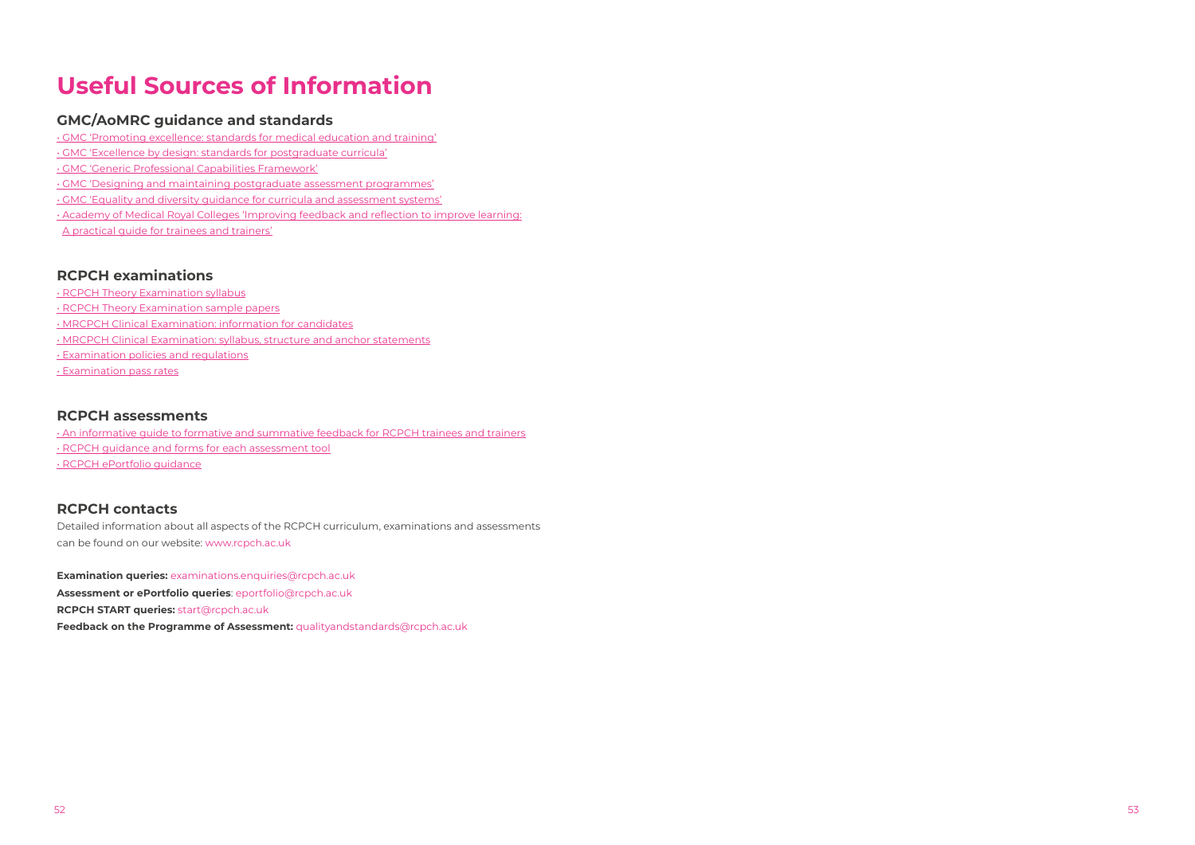# Useful Sources of Information

## GMC/AoMRC guidance and standards

- GMC 'Promoting excellence: standards for medical education and training'
- GMC 'Excellence by design: standards for postgraduate curricula'
- GMC 'Generic Professional Capabilities Framework'
- GMC 'Designing and maintaining postgraduate assessment programmes'
- GMC 'Equality and diversity guidance for curricula and assessment systems'
- Academy of Medical Royal Colleges 'Improving feedback and reflection to improve learning: A practical guide for trainees and trainers'

## RCPCH examinations

- RCPCH Theory Examination syllabus
- RCPCH Theory Examination sample papers
- MRCPCH Clinical Examination: information for candidates
- MRCPCH Clinical Examination: syllabus, structure and anchor statements
- Examination policies and regulations
- Examination pass rates

## RCPCH assessments

- An informative guide to formative and summative feedback for RCPCH trainees and trainers
- RCPCH guidance and forms for each assessment tool
- RCPCH ePortfolio guidance

## RCPCH contacts

Detailed information about all aspects of the RCPCH curriculum, examinations and assessments can be found on our website: www.rcpch.ac.uk

**Examination queries:** examinations.enquiries@rcpch.ac.uk

**Assessment or ePortfolio queries**: eportfolio@rcpch.ac.uk

**RCPCH START queries:** start@rcpch.ac.uk

**Feedback on the Programme of Assessment:** qualityandstandards@rcpch.ac.uk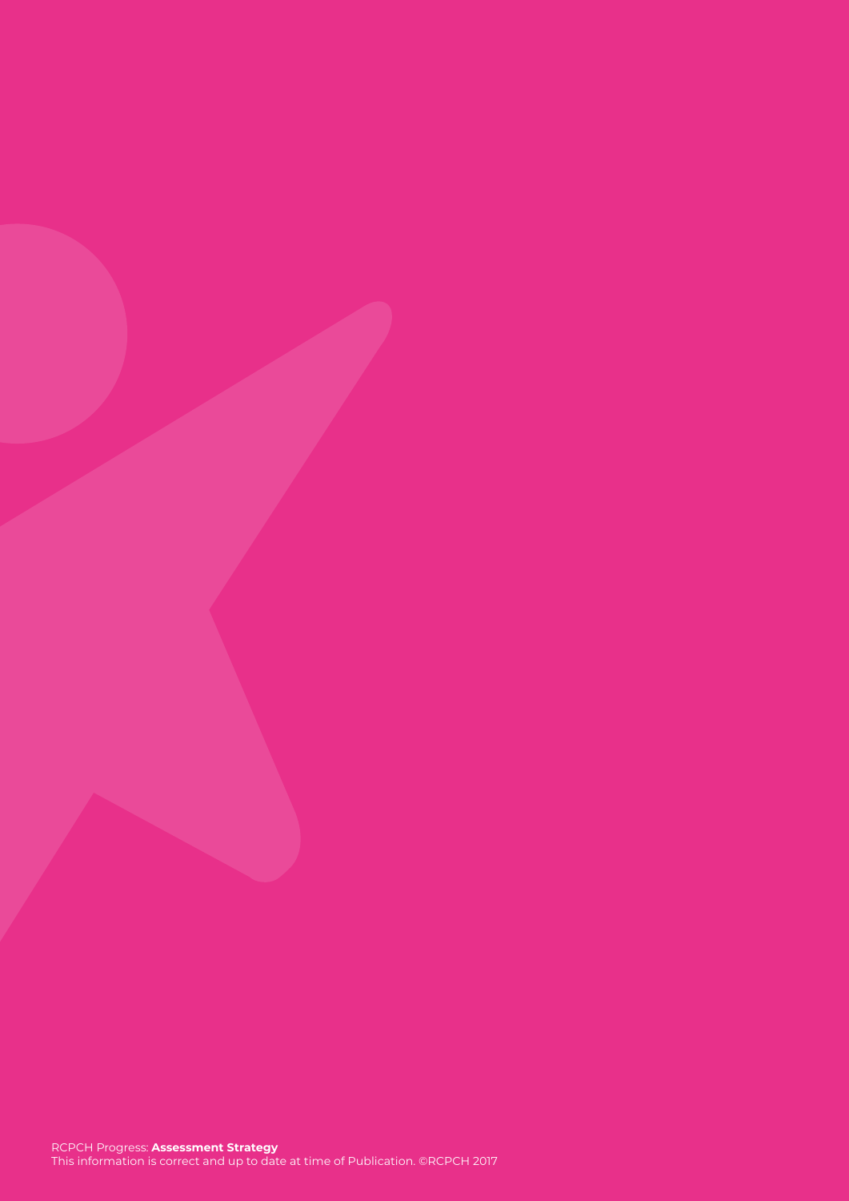RCPCH Progress: **Assessment Strategy**
This information is correct and up to date at time of Publication. ©RCPCH 2017